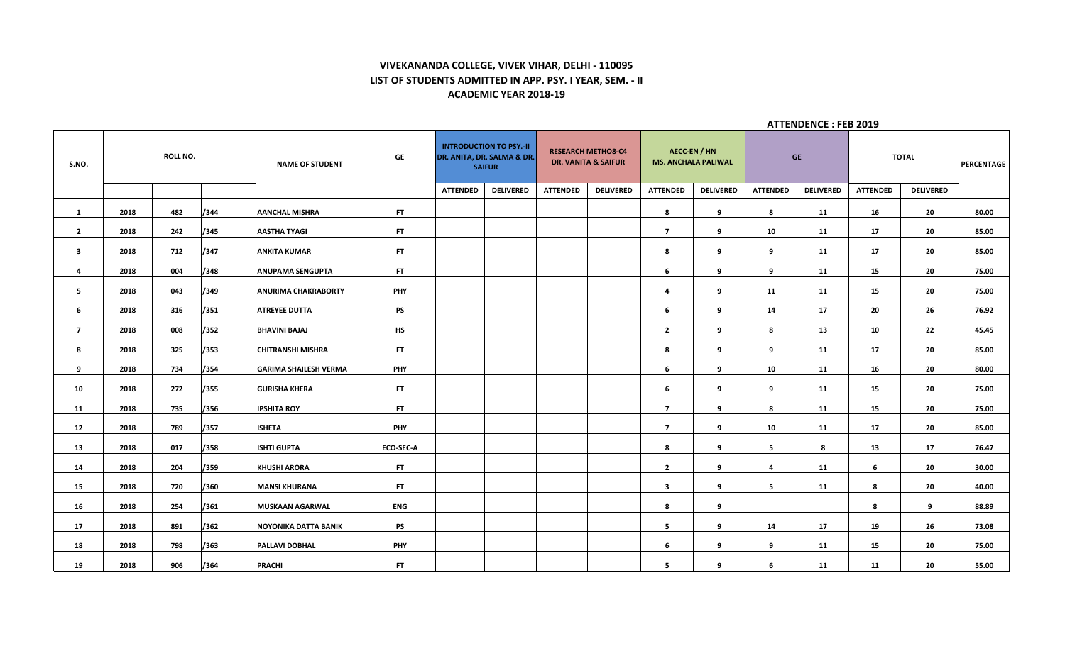# VIVEKANANDA COLLEGE, VIVEK VIHAR, DELHI - 110095

## LIST OF STUDENTS ADMITTED IN APP. PSY. I YEAR, SEM. - II

## ACADEMIC YEAR 2018-19

**ATTENDENCE : FEB 2019**

| S.NO. | ROLL NO. | | | NAME OF STUDENT | GE | INTRODUCTION TO PSY.-II DR. ANITA, DR. SALMA & DR. SAIFUR | | RESEARCH METHO8-C4 DR. VANITA & SAIFUR | | AECC-EN / HN MS. ANCHALA PALIWAL | | GE | | TOTAL | | PERCENTAGE |
|---|---|---|---|---|---|---|---|---|---|---|---|---|---|---|---|---|
| | | | | | | ATTENDED | DELIVERED | ATTENDED | DELIVERED | ATTENDED | DELIVERED | ATTENDED | DELIVERED | ATTENDED | DELIVERED | |
| 1 | 2018 | 482 | /344 | AANCHAL MISHRA | FT | | | | | 8 | 9 | 8 | 11 | 16 | 20 | 80.00 |
| 2 | 2018 | 242 | /345 | AASTHA TYAGI | FT | | | | | 7 | 9 | 10 | 11 | 17 | 20 | 85.00 |
| 3 | 2018 | 712 | /347 | ANKITA KUMAR | FT | | | | | 8 | 9 | 9 | 11 | 17 | 20 | 85.00 |
| 4 | 2018 | 004 | /348 | ANUPAMA SENGUPTA | FT | | | | | 6 | 9 | 9 | 11 | 15 | 20 | 75.00 |
| 5 | 2018 | 043 | /349 | ANURIMA CHAKRABORTY | PHY | | | | | 4 | 9 | 11 | 11 | 15 | 20 | 75.00 |
| 6 | 2018 | 316 | /351 | ATREYEE DUTTA | PS | | | | | 6 | 9 | 14 | 17 | 20 | 26 | 76.92 |
| 7 | 2018 | 008 | /352 | BHAVINI BAJAJ | HS | | | | | 2 | 9 | 8 | 13 | 10 | 22 | 45.45 |
| 8 | 2018 | 325 | /353 | CHITRANSHI MISHRA | FT | | | | | 8 | 9 | 9 | 11 | 17 | 20 | 85.00 |
| 9 | 2018 | 734 | /354 | GARIMA SHAILESH VERMA | PHY | | | | | 6 | 9 | 10 | 11 | 16 | 20 | 80.00 |
| 10 | 2018 | 272 | /355 | GURISHA KHERA | FT | | | | | 6 | 9 | 9 | 11 | 15 | 20 | 75.00 |
| 11 | 2018 | 735 | /356 | IPSHITA ROY | FT | | | | | 7 | 9 | 8 | 11 | 15 | 20 | 75.00 |
| 12 | 2018 | 789 | /357 | ISHETA | PHY | | | | | 7 | 9 | 10 | 11 | 17 | 20 | 85.00 |
| 13 | 2018 | 017 | /358 | ISHTI GUPTA | ECO-SEC-A | | | | | 8 | 9 | 5 | 8 | 13 | 17 | 76.47 |
| 14 | 2018 | 204 | /359 | KHUSHI ARORA | FT | | | | | 2 | 9 | 4 | 11 | 6 | 20 | 30.00 |
| 15 | 2018 | 720 | /360 | MANSI KHURANA | FT | | | | | 3 | 9 | 5 | 11 | 8 | 20 | 40.00 |
| 16 | 2018 | 254 | /361 | MUSKAAN AGARWAL | ENG | | | | | 8 | 9 | | | 8 | 9 | 88.89 |
| 17 | 2018 | 891 | /362 | NOYONIKA DATTA BANIK | PS | | | | | 5 | 9 | 14 | 17 | 19 | 26 | 73.08 |
| 18 | 2018 | 798 | /363 | PALLAVI DOBHAL | PHY | | | | | 6 | 9 | 9 | 11 | 15 | 20 | 75.00 |
| 19 | 2018 | 906 | /364 | PRACHI | FT | | | | | 5 | 9 | 6 | 11 | 11 | 20 | 55.00 |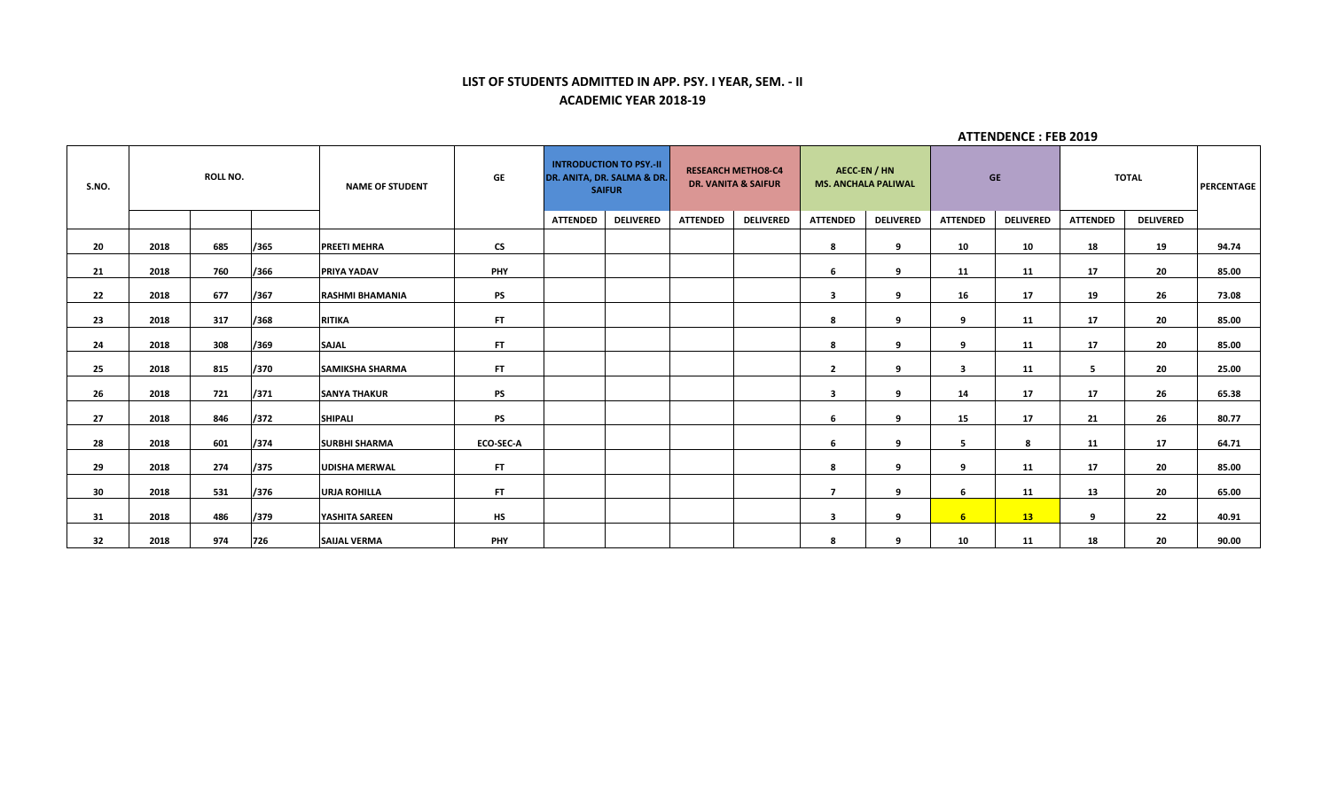**LIST OF STUDENTS ADMITTED IN APP. PSY. I YEAR, SEM. - II**

**ACADEMIC YEAR 2018-19**

**ATTENDENCE : FEB 2019**

| S.NO. | ROLL NO. | | | NAME OF STUDENT | GE | INTRODUCTION TO PSY.-II DR. ANITA, DR. SALMA & DR. SAIFUR | | RESEARCH METHOD-C4 DR. VANITA & SAIFUR | | AECC-EN / HN MS. ANCHALA PALIWAL | | GE | | TOTAL | | PERCENTAGE |
|---|---|---|---|---|---|---|---|---|---|---|---|---|---|---|---|---|
| | | | | | | ATTENDED | DELIVERED | ATTENDED | DELIVERED | ATTENDED | DELIVERED | ATTENDED | DELIVERED | ATTENDED | DELIVERED | |
| 20 | 2018 | 685 | /365 | PREETI MEHRA | CS | | | | | 8 | 9 | 10 | 10 | 18 | 19 | 94.74 |
| 21 | 2018 | 760 | /366 | PRIYA YADAV | PHY | | | | | 6 | 9 | 11 | 11 | 17 | 20 | 85.00 |
| 22 | 2018 | 677 | /367 | RASHMI BHAMANIA | PS | | | | | 3 | 9 | 16 | 17 | 19 | 26 | 73.08 |
| 23 | 2018 | 317 | /368 | RITIKA | FT | | | | | 8 | 9 | 9 | 11 | 17 | 20 | 85.00 |
| 24 | 2018 | 308 | /369 | SAJAL | FT | | | | | 8 | 9 | 9 | 11 | 17 | 20 | 85.00 |
| 25 | 2018 | 815 | /370 | SAMIKSHA SHARMA | FT | | | | | 2 | 9 | 3 | 11 | 5 | 20 | 25.00 |
| 26 | 2018 | 721 | /371 | SANYA THAKUR | PS | | | | | 3 | 9 | 14 | 17 | 17 | 26 | 65.38 |
| 27 | 2018 | 846 | /372 | SHIPALI | PS | | | | | 6 | 9 | 15 | 17 | 21 | 26 | 80.77 |
| 28 | 2018 | 601 | /374 | SURBHI SHARMA | ECO-SEC-A | | | | | 6 | 9 | 5 | 8 | 11 | 17 | 64.71 |
| 29 | 2018 | 274 | /375 | UDISHA MERWAL | FT | | | | | 8 | 9 | 9 | 11 | 17 | 20 | 85.00 |
| 30 | 2018 | 531 | /376 | URJA ROHILLA | FT | | | | | 7 | 9 | 6 | 11 | 13 | 20 | 65.00 |
| 31 | 2018 | 486 | /379 | YASHITA SAREEN | HS | | | | | 3 | 9 | 6 | 13 | 9 | 22 | 40.91 |
| 32 | 2018 | 974 | 726 | SAIJAL VERMA | PHY | | | | | 8 | 9 | 10 | 11 | 18 | 20 | 90.00 |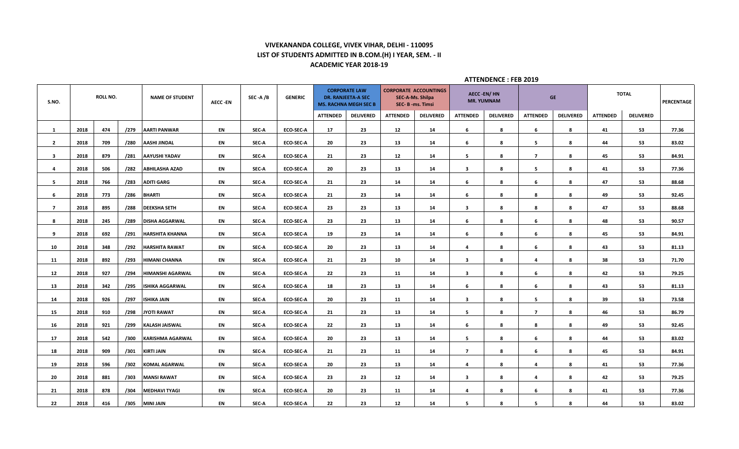**VIVEKANANDA COLLEGE, VIVEK VIHAR, DELHI - 110095**
**LIST OF STUDENTS ADMITTED IN B.COM.(H) I YEAR, SEM. - II**
**ACADEMIC YEAR 2018-19**

**ATTENDENCE : FEB 2019**

| S.NO. | ROLL NO. | | | NAME OF STUDENT | AECC -EN | SEC -A /B | GENERIC | CORPORATE LAW DR. RANJEETA-A SEC MS. RACHNA MEGH SEC B | | CORPORATE ACCOUNTINGS SEC-A-Ms. Shilpa SEC- B -ms. Timsi | | AECC -EN/ HN MR. YUMNAM | | GE | | TOTAL | | PERCENTAGE |
|---|---|---|---|---|---|---|---|---|---|---|---|---|---|---|---|---|---|---|
| | | | | | | | | ATTENDED | DELIVERED | ATTENDED | DELIVERED | ATTENDED | DELIVERED | ATTENDED | DELIVERED | ATTENDED | DELIVERED | |
| 1 | 2018 | 474 | /279 | AARTI PANWAR | EN | SEC-A | ECO-SEC-A | 17 | 23 | 12 | 14 | 6 | 8 | 6 | 8 | 41 | 53 | 77.36 |
| 2 | 2018 | 709 | /280 | AASHI JINDAL | EN | SEC-A | ECO-SEC-A | 20 | 23 | 13 | 14 | 6 | 8 | 5 | 8 | 44 | 53 | 83.02 |
| 3 | 2018 | 879 | /281 | AAYUSHI YADAV | EN | SEC-A | ECO-SEC-A | 21 | 23 | 12 | 14 | 5 | 8 | 7 | 8 | 45 | 53 | 84.91 |
| 4 | 2018 | 506 | /282 | ABHILASHA AZAD | EN | SEC-A | ECO-SEC-A | 20 | 23 | 13 | 14 | 3 | 8 | 5 | 8 | 41 | 53 | 77.36 |
| 5 | 2018 | 766 | /283 | ADITI GARG | EN | SEC-A | ECO-SEC-A | 21 | 23 | 14 | 14 | 6 | 8 | 6 | 8 | 47 | 53 | 88.68 |
| 6 | 2018 | 773 | /286 | BHARTI | EN | SEC-A | ECO-SEC-A | 21 | 23 | 14 | 14 | 6 | 8 | 8 | 8 | 49 | 53 | 92.45 |
| 7 | 2018 | 895 | /288 | DEEKSHA SETH | EN | SEC-A | ECO-SEC-A | 23 | 23 | 13 | 14 | 3 | 8 | 8 | 8 | 47 | 53 | 88.68 |
| 8 | 2018 | 245 | /289 | DISHA AGGARWAL | EN | SEC-A | ECO-SEC-A | 23 | 23 | 13 | 14 | 6 | 8 | 6 | 8 | 48 | 53 | 90.57 |
| 9 | 2018 | 692 | /291 | HARSHITA KHANNA | EN | SEC-A | ECO-SEC-A | 19 | 23 | 14 | 14 | 6 | 8 | 6 | 8 | 45 | 53 | 84.91 |
| 10 | 2018 | 348 | /292 | HARSHITA RAWAT | EN | SEC-A | ECO-SEC-A | 20 | 23 | 13 | 14 | 4 | 8 | 6 | 8 | 43 | 53 | 81.13 |
| 11 | 2018 | 892 | /293 | HIMANI CHANNA | EN | SEC-A | ECO-SEC-A | 21 | 23 | 10 | 14 | 3 | 8 | 4 | 8 | 38 | 53 | 71.70 |
| 12 | 2018 | 927 | /294 | HIMANSHI AGARWAL | EN | SEC-A | ECO-SEC-A | 22 | 23 | 11 | 14 | 3 | 8 | 6 | 8 | 42 | 53 | 79.25 |
| 13 | 2018 | 342 | /295 | ISHIKA AGGARWAL | EN | SEC-A | ECO-SEC-A | 18 | 23 | 13 | 14 | 6 | 8 | 6 | 8 | 43 | 53 | 81.13 |
| 14 | 2018 | 926 | /297 | ISHIKA JAIN | EN | SEC-A | ECO-SEC-A | 20 | 23 | 11 | 14 | 3 | 8 | 5 | 8 | 39 | 53 | 73.58 |
| 15 | 2018 | 910 | /298 | JYOTI RAWAT | EN | SEC-A | ECO-SEC-A | 21 | 23 | 13 | 14 | 5 | 8 | 7 | 8 | 46 | 53 | 86.79 |
| 16 | 2018 | 921 | /299 | KALASH JAISWAL | EN | SEC-A | ECO-SEC-A | 22 | 23 | 13 | 14 | 6 | 8 | 8 | 8 | 49 | 53 | 92.45 |
| 17 | 2018 | 542 | /300 | KARISHMA AGARWAL | EN | SEC-A | ECO-SEC-A | 20 | 23 | 13 | 14 | 5 | 8 | 6 | 8 | 44 | 53 | 83.02 |
| 18 | 2018 | 909 | /301 | KIRTI JAIN | EN | SEC-A | ECO-SEC-A | 21 | 23 | 11 | 14 | 7 | 8 | 6 | 8 | 45 | 53 | 84.91 |
| 19 | 2018 | 596 | /302 | KOMAL AGARWAL | EN | SEC-A | ECO-SEC-A | 20 | 23 | 13 | 14 | 4 | 8 | 4 | 8 | 41 | 53 | 77.36 |
| 20 | 2018 | 881 | /303 | MANSI RAWAT | EN | SEC-A | ECO-SEC-A | 23 | 23 | 12 | 14 | 3 | 8 | 4 | 8 | 42 | 53 | 79.25 |
| 21 | 2018 | 878 | /304 | MEDHAVI TYAGI | EN | SEC-A | ECO-SEC-A | 20 | 23 | 11 | 14 | 4 | 8 | 6 | 8 | 41 | 53 | 77.36 |
| 22 | 2018 | 416 | /305 | MINI JAIN | EN | SEC-A | ECO-SEC-A | 22 | 23 | 12 | 14 | 5 | 8 | 5 | 8 | 44 | 53 | 83.02 |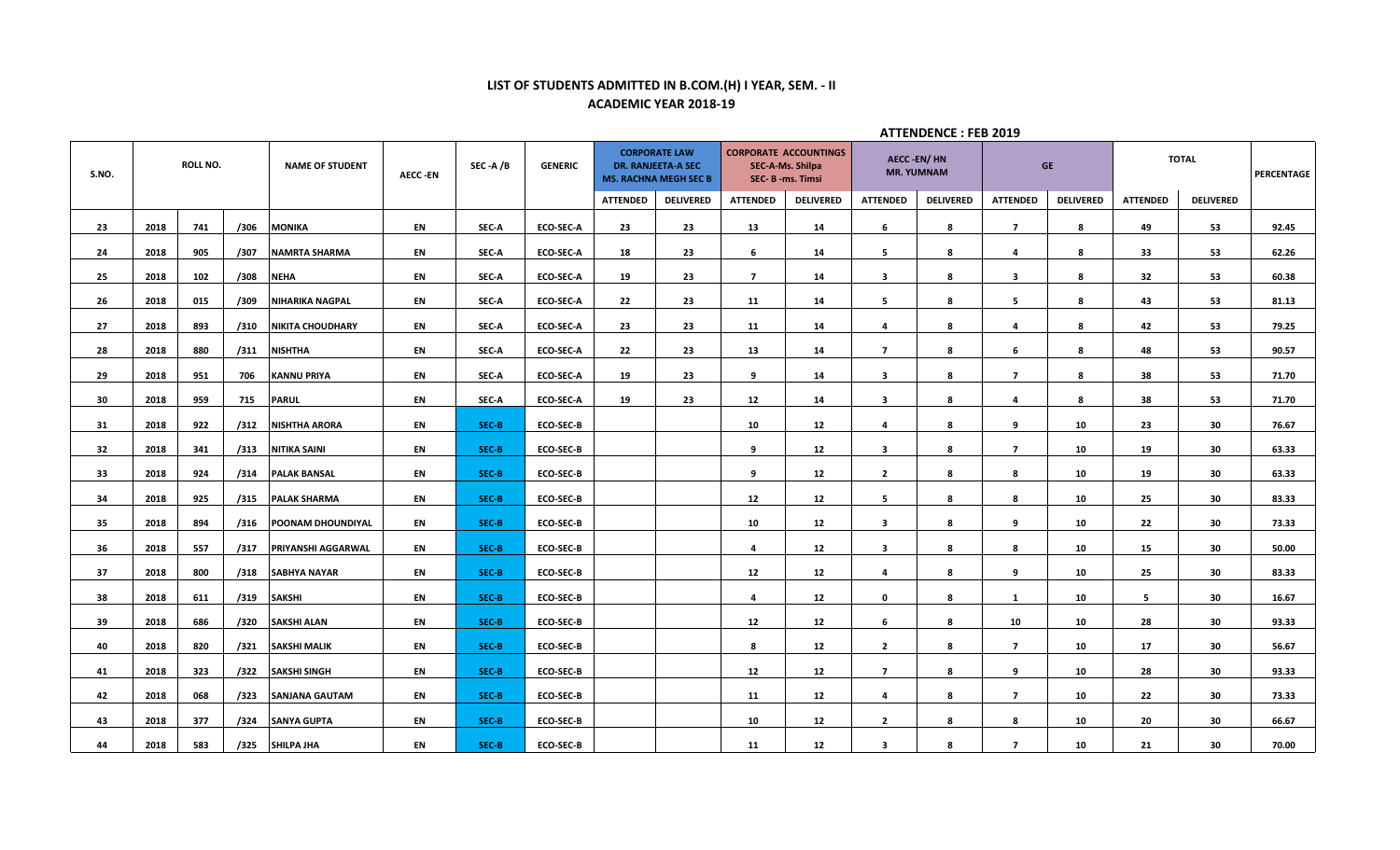## LIST OF STUDENTS ADMITTED IN B.COM.(H) I YEAR, SEM. - II

### ACADEMIC YEAR 2018-19

**ATTENDENCE : FEB 2019**

| S.NO. | ROLL NO. | | | NAME OF STUDENT | AECC -EN | SEC -A /B | GENERIC | CORPORATE LAW DR. RANJEETA-A SEC MS. RACHNA MEGH SEC B | | CORPORATE ACCOUNTINGS SEC-A-Ms. Shilpa SEC- B -ms. Timsi | | AECC -EN/ HN MR. YUMNAM | | GE | | TOTAL | | PERCENTAGE |
|---|---|---|---|---|---|---|---|---|---|---|---|---|---|---|---|---|---|---|
| | | | | | | | | ATTENDED | DELIVERED | ATTENDED | DELIVERED | ATTENDED | DELIVERED | ATTENDED | DELIVERED | ATTENDED | DELIVERED | |
| 23 | 2018 | 741 | /306 | MONIKA | EN | SEC-A | ECO-SEC-A | 23 | 23 | 13 | 14 | 6 | 8 | 7 | 8 | 49 | 53 | 92.45 |
| 24 | 2018 | 905 | /307 | NAMRTA SHARMA | EN | SEC-A | ECO-SEC-A | 18 | 23 | 6 | 14 | 5 | 8 | 4 | 8 | 33 | 53 | 62.26 |
| 25 | 2018 | 102 | /308 | NEHA | EN | SEC-A | ECO-SEC-A | 19 | 23 | 7 | 14 | 3 | 8 | 3 | 8 | 32 | 53 | 60.38 |
| 26 | 2018 | 015 | /309 | NIHARIKA NAGPAL | EN | SEC-A | ECO-SEC-A | 22 | 23 | 11 | 14 | 5 | 8 | 5 | 8 | 43 | 53 | 81.13 |
| 27 | 2018 | 893 | /310 | NIKITA CHOUDHARY | EN | SEC-A | ECO-SEC-A | 23 | 23 | 11 | 14 | 4 | 8 | 4 | 8 | 42 | 53 | 79.25 |
| 28 | 2018 | 880 | /311 | NISHTHA | EN | SEC-A | ECO-SEC-A | 22 | 23 | 13 | 14 | 7 | 8 | 6 | 8 | 48 | 53 | 90.57 |
| 29 | 2018 | 951 | 706 | KANNU PRIYA | EN | SEC-A | ECO-SEC-A | 19 | 23 | 9 | 14 | 3 | 8 | 7 | 8 | 38 | 53 | 71.70 |
| 30 | 2018 | 959 | 715 | PARUL | EN | SEC-A | ECO-SEC-A | 19 | 23 | 12 | 14 | 3 | 8 | 4 | 8 | 38 | 53 | 71.70 |
| 31 | 2018 | 922 | /312 | NISHTHA ARORA | EN | SEC-B | ECO-SEC-B | | | 10 | 12 | 4 | 8 | 9 | 10 | 23 | 30 | 76.67 |
| 32 | 2018 | 341 | /313 | NITIKA SAINI | EN | SEC-B | ECO-SEC-B | | | 9 | 12 | 3 | 8 | 7 | 10 | 19 | 30 | 63.33 |
| 33 | 2018 | 924 | /314 | PALAK BANSAL | EN | SEC-B | ECO-SEC-B | | | 9 | 12 | 2 | 8 | 8 | 10 | 19 | 30 | 63.33 |
| 34 | 2018 | 925 | /315 | PALAK SHARMA | EN | SEC-B | ECO-SEC-B | | | 12 | 12 | 5 | 8 | 8 | 10 | 25 | 30 | 83.33 |
| 35 | 2018 | 894 | /316 | POONAM DHOUNDIYAL | EN | SEC-B | ECO-SEC-B | | | 10 | 12 | 3 | 8 | 9 | 10 | 22 | 30 | 73.33 |
| 36 | 2018 | 557 | /317 | PRIYANSHI AGGARWAL | EN | SEC-B | ECO-SEC-B | | | 4 | 12 | 3 | 8 | 8 | 10 | 15 | 30 | 50.00 |
| 37 | 2018 | 800 | /318 | SABHYA NAYAR | EN | SEC-B | ECO-SEC-B | | | 12 | 12 | 4 | 8 | 9 | 10 | 25 | 30 | 83.33 |
| 38 | 2018 | 611 | /319 | SAKSHI | EN | SEC-B | ECO-SEC-B | | | 4 | 12 | 0 | 8 | 1 | 10 | 5 | 30 | 16.67 |
| 39 | 2018 | 686 | /320 | SAKSHI ALAN | EN | SEC-B | ECO-SEC-B | | | 12 | 12 | 6 | 8 | 10 | 10 | 28 | 30 | 93.33 |
| 40 | 2018 | 820 | /321 | SAKSHI MALIK | EN | SEC-B | ECO-SEC-B | | | 8 | 12 | 2 | 8 | 7 | 10 | 17 | 30 | 56.67 |
| 41 | 2018 | 323 | /322 | SAKSHI SINGH | EN | SEC-B | ECO-SEC-B | | | 12 | 12 | 7 | 8 | 9 | 10 | 28 | 30 | 93.33 |
| 42 | 2018 | 068 | /323 | SANJANA GAUTAM | EN | SEC-B | ECO-SEC-B | | | 11 | 12 | 4 | 8 | 7 | 10 | 22 | 30 | 73.33 |
| 43 | 2018 | 377 | /324 | SANYA GUPTA | EN | SEC-B | ECO-SEC-B | | | 10 | 12 | 2 | 8 | 8 | 10 | 20 | 30 | 66.67 |
| 44 | 2018 | 583 | /325 | SHILPA JHA | EN | SEC-B | ECO-SEC-B | | | 11 | 12 | 3 | 8 | 7 | 10 | 21 | 30 | 70.00 |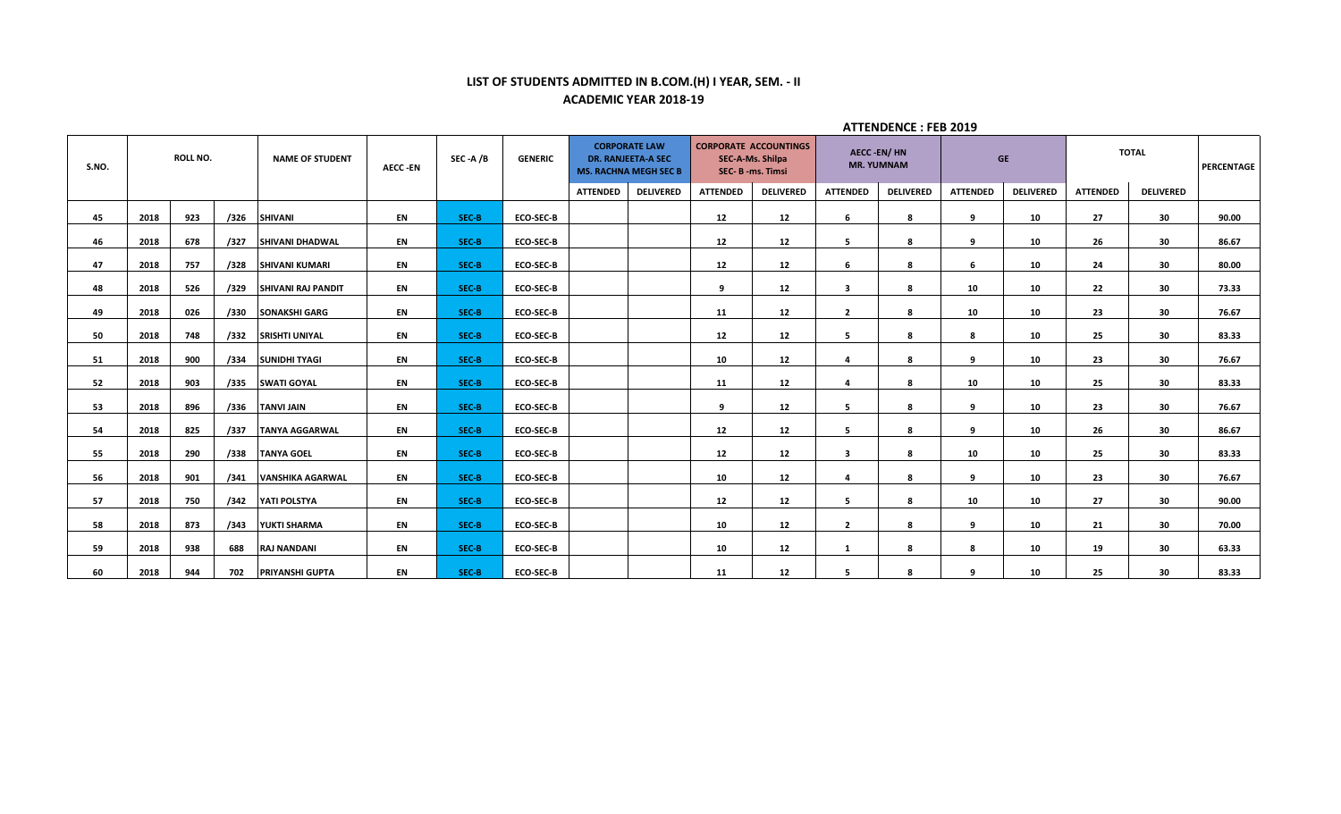## LIST OF STUDENTS ADMITTED IN B.COM.(H) I YEAR, SEM. - II

## ACADEMIC YEAR 2018-19

**ATTENDENCE : FEB 2019**

| S.NO. | ROLL NO. | | | NAME OF STUDENT | AECC -EN | SEC -A /B | GENERIC | CORPORATE LAW DR. RANJEETA-A SEC MS. RACHNA MEGH SEC B | | CORPORATE ACCOUNTINGS SEC-A-Ms. Shilpa SEC- B -ms. Timsi | | AECC -EN/ HN MR. YUMNAM | | GE | | TOTAL | | PERCENTAGE |
|---|---|---|---|---|---|---|---|---|---|---|---|---|---|---|---|---|---|---|
| | | | | | | | | ATTENDED | DELIVERED | ATTENDED | DELIVERED | ATTENDED | DELIVERED | ATTENDED | DELIVERED | ATTENDED | DELIVERED | |
| 45 | 2018 | 923 | /326 | SHIVANI | EN | SEC-B | ECO-SEC-B | | | 12 | 12 | 6 | 8 | 9 | 10 | 27 | 30 | 90.00 |
| 46 | 2018 | 678 | /327 | SHIVANI DHADWAL | EN | SEC-B | ECO-SEC-B | | | 12 | 12 | 5 | 8 | 9 | 10 | 26 | 30 | 86.67 |
| 47 | 2018 | 757 | /328 | SHIVANI KUMARI | EN | SEC-B | ECO-SEC-B | | | 12 | 12 | 6 | 8 | 6 | 10 | 24 | 30 | 80.00 |
| 48 | 2018 | 526 | /329 | SHIVANI RAJ PANDIT | EN | SEC-B | ECO-SEC-B | | | 9 | 12 | 3 | 8 | 10 | 10 | 22 | 30 | 73.33 |
| 49 | 2018 | 026 | /330 | SONAKSHI GARG | EN | SEC-B | ECO-SEC-B | | | 11 | 12 | 2 | 8 | 10 | 10 | 23 | 30 | 76.67 |
| 50 | 2018 | 748 | /332 | SRISHTI UNIYAL | EN | SEC-B | ECO-SEC-B | | | 12 | 12 | 5 | 8 | 8 | 10 | 25 | 30 | 83.33 |
| 51 | 2018 | 900 | /334 | SUNIDHI TYAGI | EN | SEC-B | ECO-SEC-B | | | 10 | 12 | 4 | 8 | 9 | 10 | 23 | 30 | 76.67 |
| 52 | 2018 | 903 | /335 | SWATI GOYAL | EN | SEC-B | ECO-SEC-B | | | 11 | 12 | 4 | 8 | 10 | 10 | 25 | 30 | 83.33 |
| 53 | 2018 | 896 | /336 | TANVI JAIN | EN | SEC-B | ECO-SEC-B | | | 9 | 12 | 5 | 8 | 9 | 10 | 23 | 30 | 76.67 |
| 54 | 2018 | 825 | /337 | TANYA AGGARWAL | EN | SEC-B | ECO-SEC-B | | | 12 | 12 | 5 | 8 | 9 | 10 | 26 | 30 | 86.67 |
| 55 | 2018 | 290 | /338 | TANYA GOEL | EN | SEC-B | ECO-SEC-B | | | 12 | 12 | 3 | 8 | 10 | 10 | 25 | 30 | 83.33 |
| 56 | 2018 | 901 | /341 | VANSHIKA AGARWAL | EN | SEC-B | ECO-SEC-B | | | 10 | 12 | 4 | 8 | 9 | 10 | 23 | 30 | 76.67 |
| 57 | 2018 | 750 | /342 | YATI POLSTYA | EN | SEC-B | ECO-SEC-B | | | 12 | 12 | 5 | 8 | 10 | 10 | 27 | 30 | 90.00 |
| 58 | 2018 | 873 | /343 | YUKTI SHARMA | EN | SEC-B | ECO-SEC-B | | | 10 | 12 | 2 | 8 | 9 | 10 | 21 | 30 | 70.00 |
| 59 | 2018 | 938 | 688 | RAJ NANDANI | EN | SEC-B | ECO-SEC-B | | | 10 | 12 | 1 | 8 | 8 | 10 | 19 | 30 | 63.33 |
| 60 | 2018 | 944 | 702 | PRIYANSHI GUPTA | EN | SEC-B | ECO-SEC-B | | | 11 | 12 | 5 | 8 | 9 | 10 | 25 | 30 | 83.33 |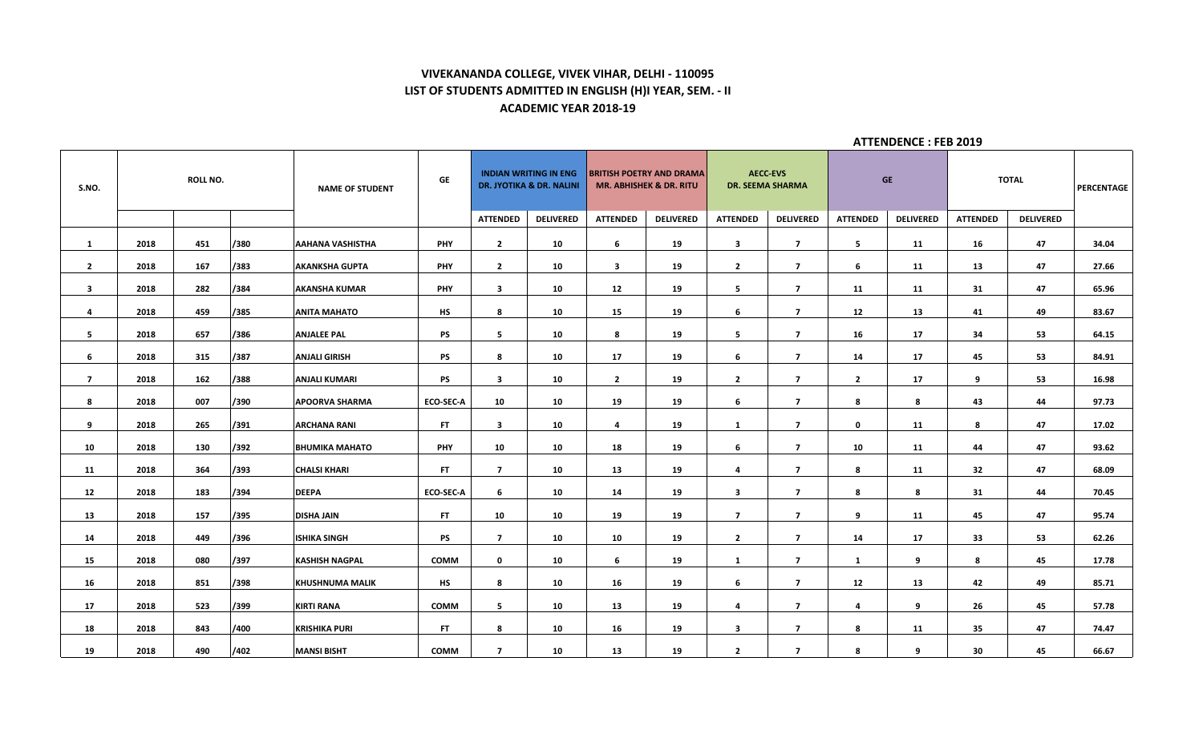**VIVEKANANDA COLLEGE, VIVEK VIHAR, DELHI - 110095**
**LIST OF STUDENTS ADMITTED IN ENGLISH (H)I YEAR, SEM. - II**
**ACADEMIC YEAR 2018-19**

**ATTENDENCE : FEB 2019**

| S.NO. | ROLL NO. | | | NAME OF STUDENT | GE | INDIAN WRITING IN ENG DR. JYOTIKA & DR. NALINI | | BRITISH POETRY AND DRAMA MR. ABHISHEK & DR. RITU | | AECC-EVS DR. SEEMA SHARMA | | GE | | TOTAL | | PERCENTAGE |
|---|---|---|---|---|---|---|---|---|---|---|---|---|---|---|---|---|
| | | | | | | ATTENDED | DELIVERED | ATTENDED | DELIVERED | ATTENDED | DELIVERED | ATTENDED | DELIVERED | ATTENDED | DELIVERED | |
| 1 | 2018 | 451 | /380 | AAHANA VASHISTHA | PHY | 2 | 10 | 6 | 19 | 3 | 7 | 5 | 11 | 16 | 47 | 34.04 |
| 2 | 2018 | 167 | /383 | AKANKSHA GUPTA | PHY | 2 | 10 | 3 | 19 | 2 | 7 | 6 | 11 | 13 | 47 | 27.66 |
| 3 | 2018 | 282 | /384 | AKANSHA KUMAR | PHY | 3 | 10 | 12 | 19 | 5 | 7 | 11 | 11 | 31 | 47 | 65.96 |
| 4 | 2018 | 459 | /385 | ANITA MAHATO | HS | 8 | 10 | 15 | 19 | 6 | 7 | 12 | 13 | 41 | 49 | 83.67 |
| 5 | 2018 | 657 | /386 | ANJALEE PAL | PS | 5 | 10 | 8 | 19 | 5 | 7 | 16 | 17 | 34 | 53 | 64.15 |
| 6 | 2018 | 315 | /387 | ANJALI GIRISH | PS | 8 | 10 | 17 | 19 | 6 | 7 | 14 | 17 | 45 | 53 | 84.91 |
| 7 | 2018 | 162 | /388 | ANJALI KUMARI | PS | 3 | 10 | 2 | 19 | 2 | 7 | 2 | 17 | 9 | 53 | 16.98 |
| 8 | 2018 | 007 | /390 | APOORVA SHARMA | ECO-SEC-A | 10 | 10 | 19 | 19 | 6 | 7 | 8 | 8 | 43 | 44 | 97.73 |
| 9 | 2018 | 265 | /391 | ARCHANA RANI | FT | 3 | 10 | 4 | 19 | 1 | 7 | 0 | 11 | 8 | 47 | 17.02 |
| 10 | 2018 | 130 | /392 | BHUMIKA MAHATO | PHY | 10 | 10 | 18 | 19 | 6 | 7 | 10 | 11 | 44 | 47 | 93.62 |
| 11 | 2018 | 364 | /393 | CHALSI KHARI | FT | 7 | 10 | 13 | 19 | 4 | 7 | 8 | 11 | 32 | 47 | 68.09 |
| 12 | 2018 | 183 | /394 | DEEPA | ECO-SEC-A | 6 | 10 | 14 | 19 | 3 | 7 | 8 | 8 | 31 | 44 | 70.45 |
| 13 | 2018 | 157 | /395 | DISHA JAIN | FT | 10 | 10 | 19 | 19 | 7 | 7 | 9 | 11 | 45 | 47 | 95.74 |
| 14 | 2018 | 449 | /396 | ISHIKA SINGH | PS | 7 | 10 | 10 | 19 | 2 | 7 | 14 | 17 | 33 | 53 | 62.26 |
| 15 | 2018 | 080 | /397 | KASHISH NAGPAL | COMM | 0 | 10 | 6 | 19 | 1 | 7 | 1 | 9 | 8 | 45 | 17.78 |
| 16 | 2018 | 851 | /398 | KHUSHNUMA MALIK | HS | 8 | 10 | 16 | 19 | 6 | 7 | 12 | 13 | 42 | 49 | 85.71 |
| 17 | 2018 | 523 | /399 | KIRTI RANA | COMM | 5 | 10 | 13 | 19 | 4 | 7 | 4 | 9 | 26 | 45 | 57.78 |
| 18 | 2018 | 843 | /400 | KRISHIKA PURI | FT | 8 | 10 | 16 | 19 | 3 | 7 | 8 | 11 | 35 | 47 | 74.47 |
| 19 | 2018 | 490 | /402 | MANSI BISHT | COMM | 7 | 10 | 13 | 19 | 2 | 7 | 8 | 9 | 30 | 45 | 66.67 |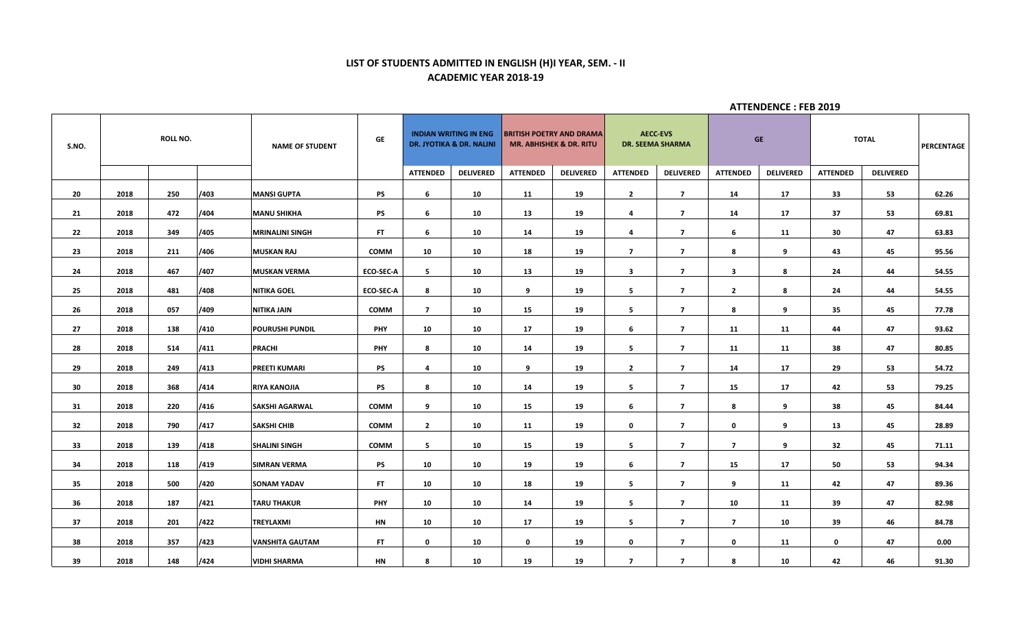## LIST OF STUDENTS ADMITTED IN ENGLISH (H)I YEAR, SEM. - II

## ACADEMIC YEAR 2018-19

**ATTENDENCE : FEB 2019**

| S.NO. | ROLL NO. | | | NAME OF STUDENT | GE | INDIAN WRITING IN ENG DR. JYOTIKA & DR. NALINI | | BRITISH POETRY AND DRAMA MR. ABHISHEK & DR. RITU | | AECC-EVS DR. SEEMA SHARMA | | GE | | TOTAL | | PERCENTAGE |
|---|---|---|---|---|---|---|---|---|---|---|---|---|---|---|---|---|
| | | | | | | ATTENDED | DELIVERED | ATTENDED | DELIVERED | ATTENDED | DELIVERED | ATTENDED | DELIVERED | ATTENDED | DELIVERED | |
| 20 | 2018 | 250 | /403 | MANSI GUPTA | PS | 6 | 10 | 11 | 19 | 2 | 7 | 14 | 17 | 33 | 53 | 62.26 |
| 21 | 2018 | 472 | /404 | MANU SHIKHA | PS | 6 | 10 | 13 | 19 | 4 | 7 | 14 | 17 | 37 | 53 | 69.81 |
| 22 | 2018 | 349 | /405 | MRINALINI SINGH | FT | 6 | 10 | 14 | 19 | 4 | 7 | 6 | 11 | 30 | 47 | 63.83 |
| 23 | 2018 | 211 | /406 | MUSKAN RAJ | COMM | 10 | 10 | 18 | 19 | 7 | 7 | 8 | 9 | 43 | 45 | 95.56 |
| 24 | 2018 | 467 | /407 | MUSKAN VERMA | ECO-SEC-A | 5 | 10 | 13 | 19 | 3 | 7 | 3 | 8 | 24 | 44 | 54.55 |
| 25 | 2018 | 481 | /408 | NITIKA GOEL | ECO-SEC-A | 8 | 10 | 9 | 19 | 5 | 7 | 2 | 8 | 24 | 44 | 54.55 |
| 26 | 2018 | 057 | /409 | NITIKA JAIN | COMM | 7 | 10 | 15 | 19 | 5 | 7 | 8 | 9 | 35 | 45 | 77.78 |
| 27 | 2018 | 138 | /410 | POURUSHI PUNDIL | PHY | 10 | 10 | 17 | 19 | 6 | 7 | 11 | 11 | 44 | 47 | 93.62 |
| 28 | 2018 | 514 | /411 | PRACHI | PHY | 8 | 10 | 14 | 19 | 5 | 7 | 11 | 11 | 38 | 47 | 80.85 |
| 29 | 2018 | 249 | /413 | PREETI KUMARI | PS | 4 | 10 | 9 | 19 | 2 | 7 | 14 | 17 | 29 | 53 | 54.72 |
| 30 | 2018 | 368 | /414 | RIYA KANOJIA | PS | 8 | 10 | 14 | 19 | 5 | 7 | 15 | 17 | 42 | 53 | 79.25 |
| 31 | 2018 | 220 | /416 | SAKSHI AGARWAL | COMM | 9 | 10 | 15 | 19 | 6 | 7 | 8 | 9 | 38 | 45 | 84.44 |
| 32 | 2018 | 790 | /417 | SAKSHI CHIB | COMM | 2 | 10 | 11 | 19 | 0 | 7 | 0 | 9 | 13 | 45 | 28.89 |
| 33 | 2018 | 139 | /418 | SHALINI SINGH | COMM | 5 | 10 | 15 | 19 | 5 | 7 | 7 | 9 | 32 | 45 | 71.11 |
| 34 | 2018 | 118 | /419 | SIMRAN VERMA | PS | 10 | 10 | 19 | 19 | 6 | 7 | 15 | 17 | 50 | 53 | 94.34 |
| 35 | 2018 | 500 | /420 | SONAM YADAV | FT | 10 | 10 | 18 | 19 | 5 | 7 | 9 | 11 | 42 | 47 | 89.36 |
| 36 | 2018 | 187 | /421 | TARU THAKUR | PHY | 10 | 10 | 14 | 19 | 5 | 7 | 10 | 11 | 39 | 47 | 82.98 |
| 37 | 2018 | 201 | /422 | TREYLAXMI | HN | 10 | 10 | 17 | 19 | 5 | 7 | 7 | 10 | 39 | 46 | 84.78 |
| 38 | 2018 | 357 | /423 | VANSHITA GAUTAM | FT | 0 | 10 | 0 | 19 | 0 | 7 | 0 | 11 | 0 | 47 | 0.00 |
| 39 | 2018 | 148 | /424 | VIDHI SHARMA | HN | 8 | 10 | 19 | 19 | 7 | 7 | 8 | 10 | 42 | 46 | 91.30 |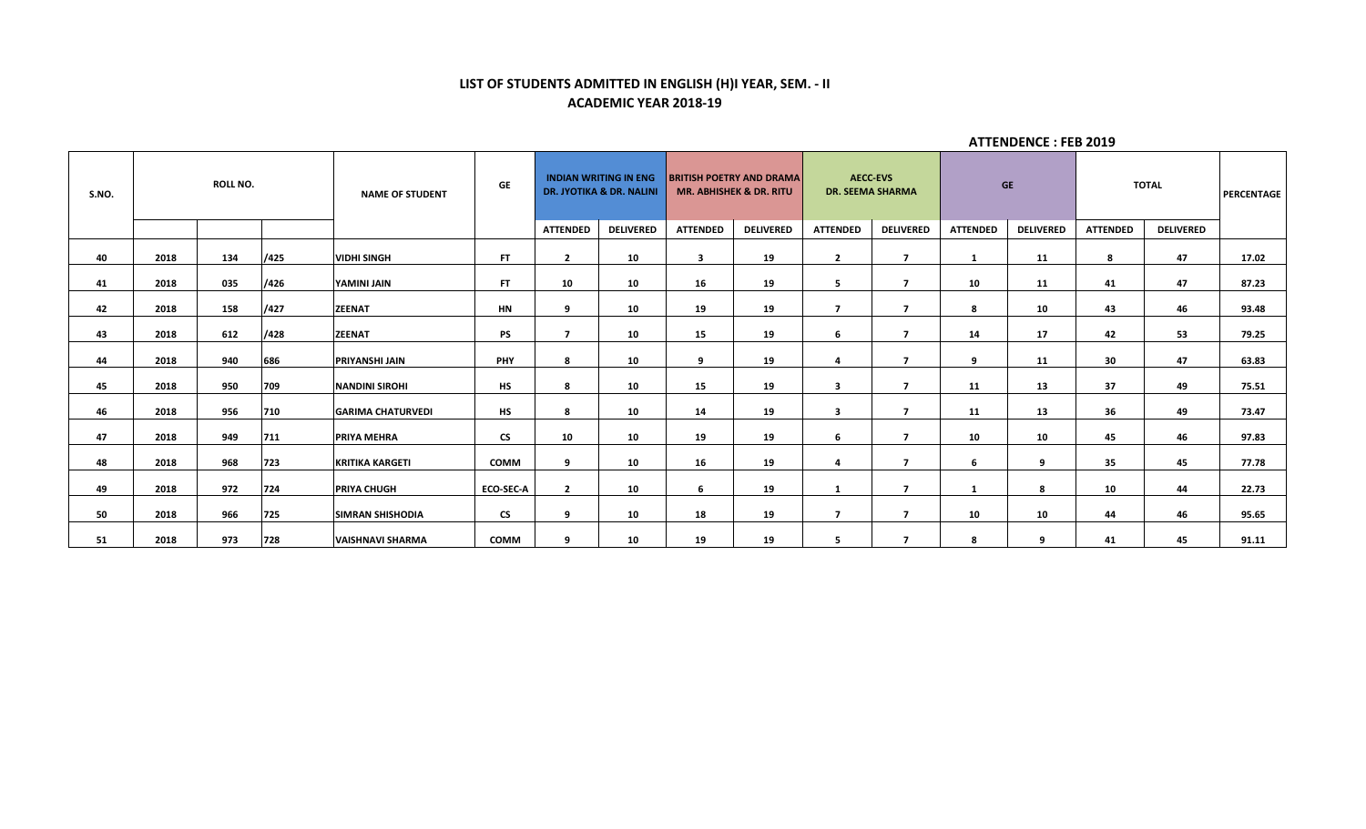## LIST OF STUDENTS ADMITTED IN ENGLISH (H)I YEAR, SEM. - II
## ACADEMIC YEAR 2018-19

**ATTENDENCE : FEB 2019**

| S.NO. | ROLL NO. | | | NAME OF STUDENT | GE | INDIAN WRITING IN ENG DR. JYOTIKA & DR. NALINI | | BRITISH POETRY AND DRAMA MR. ABHISHEK & DR. RITU | | AECC-EVS DR. SEEMA SHARMA | | GE | | TOTAL | | PERCENTAGE |
|---|---|---|---|---|---|---|---|---|---|---|---|---|---|---|---|---|
| | | | | | | ATTENDED | DELIVERED | ATTENDED | DELIVERED | ATTENDED | DELIVERED | ATTENDED | DELIVERED | ATTENDED | DELIVERED | |
| 40 | 2018 | 134 | /425 | VIDHI SINGH | FT | 2 | 10 | 3 | 19 | 2 | 7 | 1 | 11 | 8 | 47 | 17.02 |
| 41 | 2018 | 035 | /426 | YAMINI JAIN | FT | 10 | 10 | 16 | 19 | 5 | 7 | 10 | 11 | 41 | 47 | 87.23 |
| 42 | 2018 | 158 | /427 | ZEENAT | HN | 9 | 10 | 19 | 19 | 7 | 7 | 8 | 10 | 43 | 46 | 93.48 |
| 43 | 2018 | 612 | /428 | ZEENAT | PS | 7 | 10 | 15 | 19 | 6 | 7 | 14 | 17 | 42 | 53 | 79.25 |
| 44 | 2018 | 940 | 686 | PRIYANSHI JAIN | PHY | 8 | 10 | 9 | 19 | 4 | 7 | 9 | 11 | 30 | 47 | 63.83 |
| 45 | 2018 | 950 | 709 | NANDINI SIROHI | HS | 8 | 10 | 15 | 19 | 3 | 7 | 11 | 13 | 37 | 49 | 75.51 |
| 46 | 2018 | 956 | 710 | GARIMA CHATURVEDI | HS | 8 | 10 | 14 | 19 | 3 | 7 | 11 | 13 | 36 | 49 | 73.47 |
| 47 | 2018 | 949 | 711 | PRIYA MEHRA | CS | 10 | 10 | 19 | 19 | 6 | 7 | 10 | 10 | 45 | 46 | 97.83 |
| 48 | 2018 | 968 | 723 | KRITIKA KARGETI | COMM | 9 | 10 | 16 | 19 | 4 | 7 | 6 | 9 | 35 | 45 | 77.78 |
| 49 | 2018 | 972 | 724 | PRIYA CHUGH | ECO-SEC-A | 2 | 10 | 6 | 19 | 1 | 7 | 1 | 8 | 10 | 44 | 22.73 |
| 50 | 2018 | 966 | 725 | SIMRAN SHISHODIA | CS | 9 | 10 | 18 | 19 | 7 | 7 | 10 | 10 | 44 | 46 | 95.65 |
| 51 | 2018 | 973 | 728 | VAISHNAVI SHARMA | COMM | 9 | 10 | 19 | 19 | 5 | 7 | 8 | 9 | 41 | 45 | 91.11 |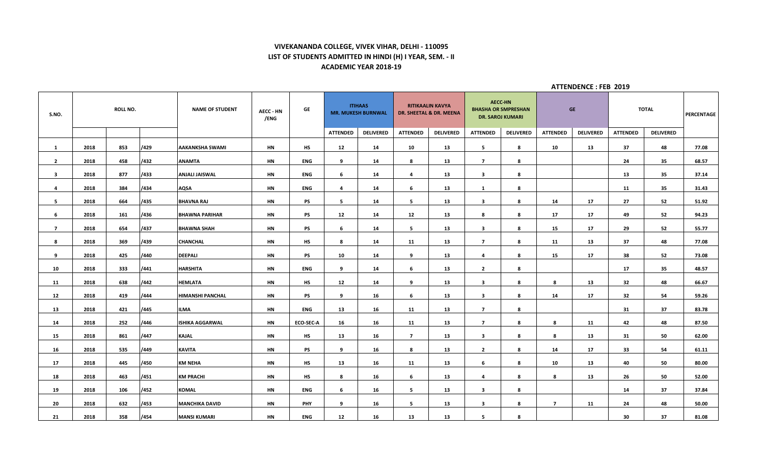# VIVEKANANDA COLLEGE, VIVEK VIHAR, DELHI - 110095
## LIST OF STUDENTS ADMITTED IN HINDI (H) I YEAR, SEM. - II
## ACADEMIC YEAR 2018-19

**ATTENDENCE : FEB 2019**

| S.NO. | ROLL NO. | | | NAME OF STUDENT | AECC - HN /ENG | GE | ITIHAAS MR. MUKESH BURNWAL | | RITIKAALIN KAVYA DR. SHEETAL & DR. MEENA | | AECC-HN BHASHA OR SMPRESHAN DR. SAROJ KUMARI | | GE | | TOTAL | | PERCENTAGE |
|---|---|---|---|---|---|---|---|---|---|---|---|---|---|---|---|---|---|
| | | | | | | | ATTENDED | DELIVERED | ATTENDED | DELIVERED | ATTENDED | DELIVERED | ATTENDED | DELIVERED | ATTENDED | DELIVERED | |
| 1 | 2018 | 853 | /429 | AAKANKSHA SWAMI | HN | HS | 12 | 14 | 10 | 13 | 5 | 8 | 10 | 13 | 37 | 48 | 77.08 |
| 2 | 2018 | 458 | /432 | ANAMTA | HN | ENG | 9 | 14 | 8 | 13 | 7 | 8 | | | 24 | 35 | 68.57 |
| 3 | 2018 | 877 | /433 | ANJALI JAISWAL | HN | ENG | 6 | 14 | 4 | 13 | 3 | 8 | | | 13 | 35 | 37.14 |
| 4 | 2018 | 384 | /434 | AQSA | HN | ENG | 4 | 14 | 6 | 13 | 1 | 8 | | | 11 | 35 | 31.43 |
| 5 | 2018 | 664 | /435 | BHAVNA RAJ | HN | PS | 5 | 14 | 5 | 13 | 3 | 8 | 14 | 17 | 27 | 52 | 51.92 |
| 6 | 2018 | 161 | /436 | BHAWNA PARIHAR | HN | PS | 12 | 14 | 12 | 13 | 8 | 8 | 17 | 17 | 49 | 52 | 94.23 |
| 7 | 2018 | 654 | /437 | BHAWNA SHAH | HN | PS | 6 | 14 | 5 | 13 | 3 | 8 | 15 | 17 | 29 | 52 | 55.77 |
| 8 | 2018 | 369 | /439 | CHANCHAL | HN | HS | 8 | 14 | 11 | 13 | 7 | 8 | 11 | 13 | 37 | 48 | 77.08 |
| 9 | 2018 | 425 | /440 | DEEPALI | HN | PS | 10 | 14 | 9 | 13 | 4 | 8 | 15 | 17 | 38 | 52 | 73.08 |
| 10 | 2018 | 333 | /441 | HARSHITA | HN | ENG | 9 | 14 | 6 | 13 | 2 | 8 | | | 17 | 35 | 48.57 |
| 11 | 2018 | 638 | /442 | HEMLATA | HN | HS | 12 | 14 | 9 | 13 | 3 | 8 | 8 | 13 | 32 | 48 | 66.67 |
| 12 | 2018 | 419 | /444 | HIMANSHI PANCHAL | HN | PS | 9 | 16 | 6 | 13 | 3 | 8 | 14 | 17 | 32 | 54 | 59.26 |
| 13 | 2018 | 421 | /445 | ILMA | HN | ENG | 13 | 16 | 11 | 13 | 7 | 8 | | | 31 | 37 | 83.78 |
| 14 | 2018 | 252 | /446 | ISHIKA AGGARWAL | HN | ECO-SEC-A | 16 | 16 | 11 | 13 | 7 | 8 | 8 | 11 | 42 | 48 | 87.50 |
| 15 | 2018 | 861 | /447 | KAJAL | HN | HS | 13 | 16 | 7 | 13 | 3 | 8 | 8 | 13 | 31 | 50 | 62.00 |
| 16 | 2018 | 535 | /449 | KAVITA | HN | PS | 9 | 16 | 8 | 13 | 2 | 8 | 14 | 17 | 33 | 54 | 61.11 |
| 17 | 2018 | 445 | /450 | KM NEHA | HN | HS | 13 | 16 | 11 | 13 | 6 | 8 | 10 | 13 | 40 | 50 | 80.00 |
| 18 | 2018 | 463 | /451 | KM PRACHI | HN | HS | 8 | 16 | 6 | 13 | 4 | 8 | 8 | 13 | 26 | 50 | 52.00 |
| 19 | 2018 | 106 | /452 | KOMAL | HN | ENG | 6 | 16 | 5 | 13 | 3 | 8 | | | 14 | 37 | 37.84 |
| 20 | 2018 | 632 | /453 | MANCHIKA DAVID | HN | PHY | 9 | 16 | 5 | 13 | 3 | 8 | 7 | 11 | 24 | 48 | 50.00 |
| 21 | 2018 | 358 | /454 | MANSI KUMARI | HN | ENG | 12 | 16 | 13 | 13 | 5 | 8 | | | 30 | 37 | 81.08 |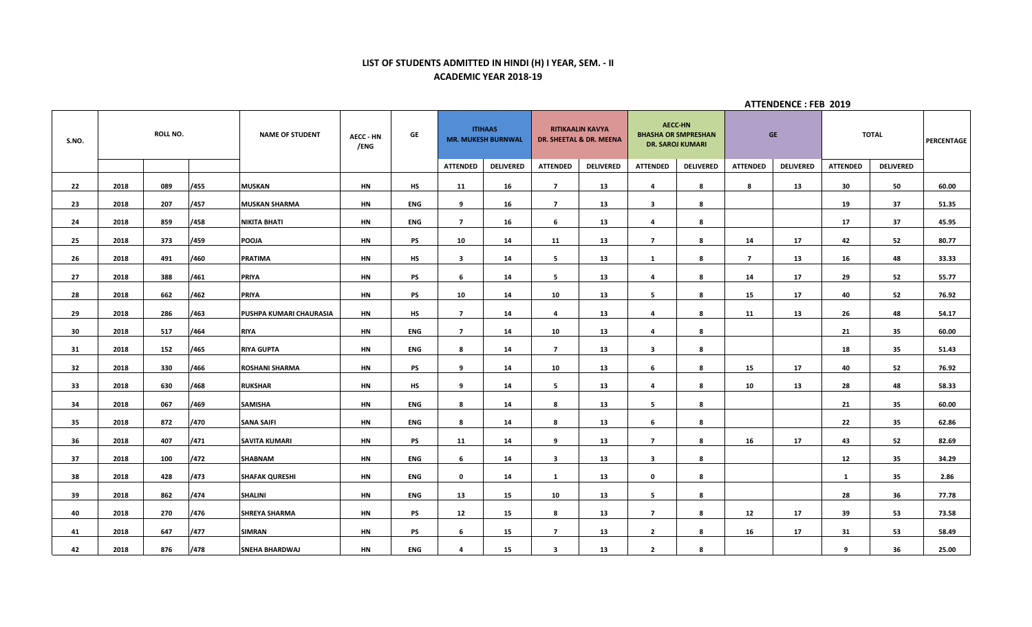## LIST OF STUDENTS ADMITTED IN HINDI (H) I YEAR, SEM. - II
## ACADEMIC YEAR 2018-19

**ATTENDENCE : FEB 2019**

| S.NO. | ROLL NO. | | | NAME OF STUDENT | AECC - HN /ENG | GE | ITIHAAS MR. MUKESH BURNWAL | | RITIKAALIN KAVYA DR. SHEETAL & DR. MEENA | | AECC-HN BHASHA OR SMPRESHAN DR. SAROJ KUMARI | | GE | | TOTAL | | PERCENTAGE |
|---|---|---|---|---|---|---|---|---|---|---|---|---|---|---|---|---|---|
| | | | | | | | ATTENDED | DELIVERED | ATTENDED | DELIVERED | ATTENDED | DELIVERED | ATTENDED | DELIVERED | ATTENDED | DELIVERED | |
| 22 | 2018 | 089 | /455 | MUSKAN | HN | HS | 11 | 16 | 7 | 13 | 4 | 8 | 8 | 13 | 30 | 50 | 60.00 |
| 23 | 2018 | 207 | /457 | MUSKAN SHARMA | HN | ENG | 9 | 16 | 7 | 13 | 3 | 8 | | | 19 | 37 | 51.35 |
| 24 | 2018 | 859 | /458 | NIKITA BHATI | HN | ENG | 7 | 16 | 6 | 13 | 4 | 8 | | | 17 | 37 | 45.95 |
| 25 | 2018 | 373 | /459 | POOJA | HN | PS | 10 | 14 | 11 | 13 | 7 | 8 | 14 | 17 | 42 | 52 | 80.77 |
| 26 | 2018 | 491 | /460 | PRATIMA | HN | HS | 3 | 14 | 5 | 13 | 1 | 8 | 7 | 13 | 16 | 48 | 33.33 |
| 27 | 2018 | 388 | /461 | PRIYA | HN | PS | 6 | 14 | 5 | 13 | 4 | 8 | 14 | 17 | 29 | 52 | 55.77 |
| 28 | 2018 | 662 | /462 | PRIYA | HN | PS | 10 | 14 | 10 | 13 | 5 | 8 | 15 | 17 | 40 | 52 | 76.92 |
| 29 | 2018 | 286 | /463 | PUSHPA KUMARI CHAURASIA | HN | HS | 7 | 14 | 4 | 13 | 4 | 8 | 11 | 13 | 26 | 48 | 54.17 |
| 30 | 2018 | 517 | /464 | RIYA | HN | ENG | 7 | 14 | 10 | 13 | 4 | 8 | | | 21 | 35 | 60.00 |
| 31 | 2018 | 152 | /465 | RIYA GUPTA | HN | ENG | 8 | 14 | 7 | 13 | 3 | 8 | | | 18 | 35 | 51.43 |
| 32 | 2018 | 330 | /466 | ROSHANI SHARMA | HN | PS | 9 | 14 | 10 | 13 | 6 | 8 | 15 | 17 | 40 | 52 | 76.92 |
| 33 | 2018 | 630 | /468 | RUKSHAR | HN | HS | 9 | 14 | 5 | 13 | 4 | 8 | 10 | 13 | 28 | 48 | 58.33 |
| 34 | 2018 | 067 | /469 | SAMISHA | HN | ENG | 8 | 14 | 8 | 13 | 5 | 8 | | | 21 | 35 | 60.00 |
| 35 | 2018 | 872 | /470 | SANA SAIFI | HN | ENG | 8 | 14 | 8 | 13 | 6 | 8 | | | 22 | 35 | 62.86 |
| 36 | 2018 | 407 | /471 | SAVITA KUMARI | HN | PS | 11 | 14 | 9 | 13 | 7 | 8 | 16 | 17 | 43 | 52 | 82.69 |
| 37 | 2018 | 100 | /472 | SHABNAM | HN | ENG | 6 | 14 | 3 | 13 | 3 | 8 | | | 12 | 35 | 34.29 |
| 38 | 2018 | 428 | /473 | SHAFAK QURESHI | HN | ENG | 0 | 14 | 1 | 13 | 0 | 8 | | | 1 | 35 | 2.86 |
| 39 | 2018 | 862 | /474 | SHALINI | HN | ENG | 13 | 15 | 10 | 13 | 5 | 8 | | | 28 | 36 | 77.78 |
| 40 | 2018 | 270 | /476 | SHREYA SHARMA | HN | PS | 12 | 15 | 8 | 13 | 7 | 8 | 12 | 17 | 39 | 53 | 73.58 |
| 41 | 2018 | 647 | /477 | SIMRAN | HN | PS | 6 | 15 | 7 | 13 | 2 | 8 | 16 | 17 | 31 | 53 | 58.49 |
| 42 | 2018 | 876 | /478 | SNEHA BHARDWAJ | HN | ENG | 4 | 15 | 3 | 13 | 2 | 8 | | | 9 | 36 | 25.00 |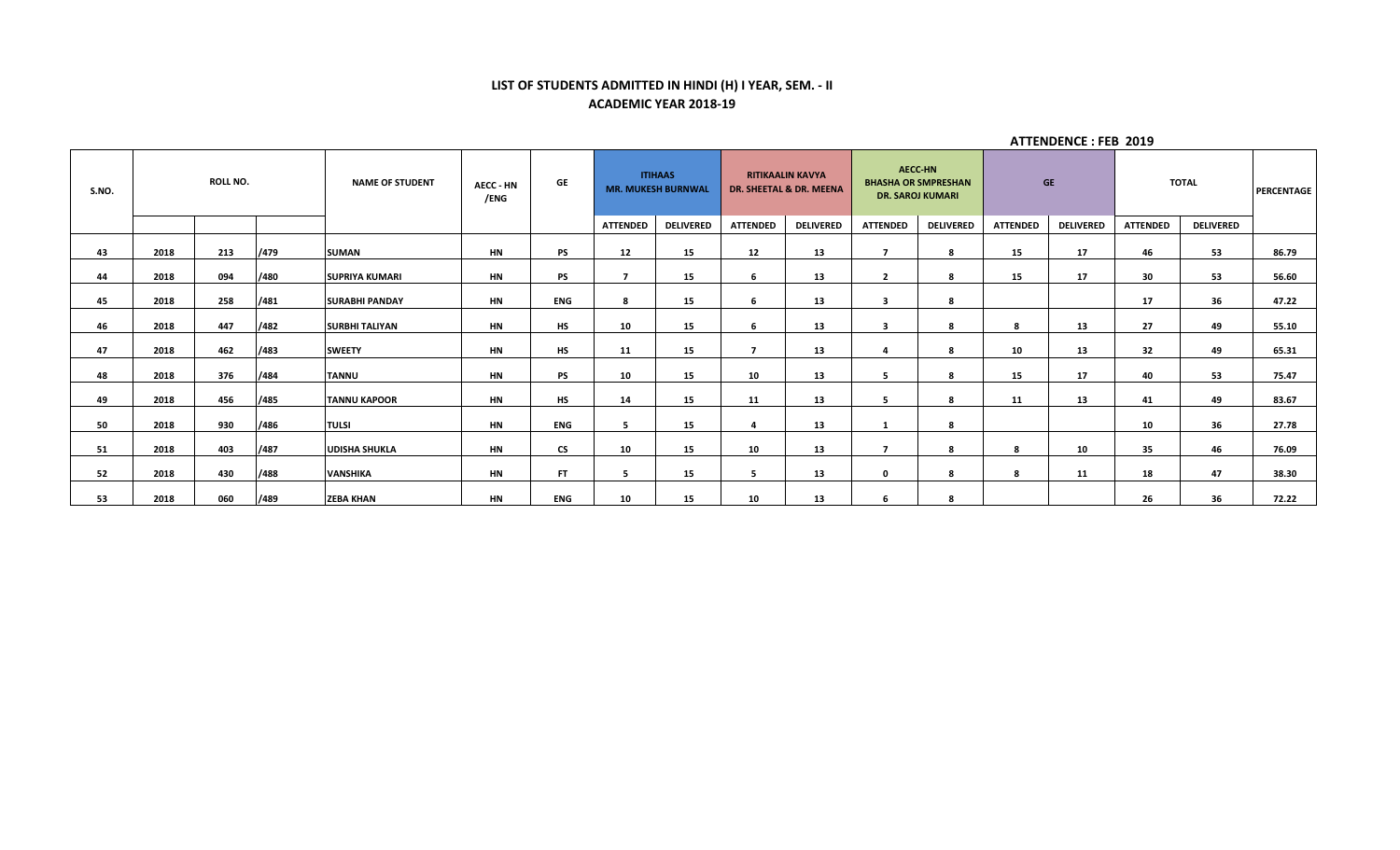**LIST OF STUDENTS ADMITTED IN HINDI (H) I YEAR, SEM. - II**

**ACADEMIC YEAR 2018-19**

**ATTENDENCE : FEB 2019**

| S.NO. | ROLL NO. | | | NAME OF STUDENT | AECC - HN /ENG | GE | ITIHAAS MR. MUKESH BURNWAL | | RITIKAALIN KAVYA DR. SHEETAL & DR. MEENA | | AECC-HN BHASHA OR SMPRESHAN DR. SAROJ KUMARI | | GE | | TOTAL | | PERCENTAGE |
|---|---|---|---|---|---|---|---|---|---|---|---|---|---|---|---|---|---|
| | | | | | | | ATTENDED | DELIVERED | ATTENDED | DELIVERED | ATTENDED | DELIVERED | ATTENDED | DELIVERED | ATTENDED | DELIVERED | |
| 43 | 2018 | 213 | /479 | SUMAN | HN | PS | 12 | 15 | 12 | 13 | 7 | 8 | 15 | 17 | 46 | 53 | 86.79 |
| 44 | 2018 | 094 | /480 | SUPRIYA KUMARI | HN | PS | 7 | 15 | 6 | 13 | 2 | 8 | 15 | 17 | 30 | 53 | 56.60 |
| 45 | 2018 | 258 | /481 | SURABHI PANDAY | HN | ENG | 8 | 15 | 6 | 13 | 3 | 8 | | | 17 | 36 | 47.22 |
| 46 | 2018 | 447 | /482 | SURBHI TALIYAN | HN | HS | 10 | 15 | 6 | 13 | 3 | 8 | 8 | 13 | 27 | 49 | 55.10 |
| 47 | 2018 | 462 | /483 | SWEETY | HN | HS | 11 | 15 | 7 | 13 | 4 | 8 | 10 | 13 | 32 | 49 | 65.31 |
| 48 | 2018 | 376 | /484 | TANNU | HN | PS | 10 | 15 | 10 | 13 | 5 | 8 | 15 | 17 | 40 | 53 | 75.47 |
| 49 | 2018 | 456 | /485 | TANNU KAPOOR | HN | HS | 14 | 15 | 11 | 13 | 5 | 8 | 11 | 13 | 41 | 49 | 83.67 |
| 50 | 2018 | 930 | /486 | TULSI | HN | ENG | 5 | 15 | 4 | 13 | 1 | 8 | | | 10 | 36 | 27.78 |
| 51 | 2018 | 403 | /487 | UDISHA SHUKLA | HN | CS | 10 | 15 | 10 | 13 | 7 | 8 | 8 | 10 | 35 | 46 | 76.09 |
| 52 | 2018 | 430 | /488 | VANSHIKA | HN | FT | 5 | 15 | 5 | 13 | 0 | 8 | 8 | 11 | 18 | 47 | 38.30 |
| 53 | 2018 | 060 | /489 | ZEBA KHAN | HN | ENG | 10 | 15 | 10 | 13 | 6 | 8 | | | 26 | 36 | 72.22 |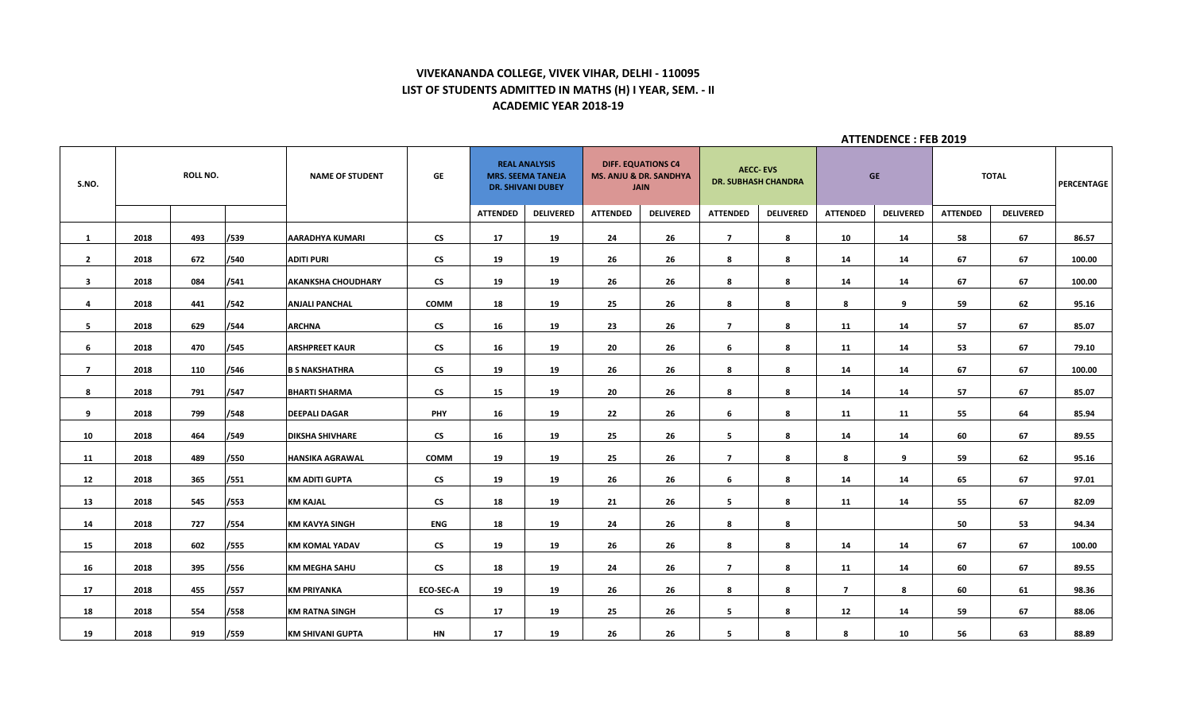**VIVEKANANDA COLLEGE, VIVEK VIHAR, DELHI - 110095**
**LIST OF STUDENTS ADMITTED IN MATHS (H) I YEAR, SEM. - II**
**ACADEMIC YEAR 2018-19**

**ATTENDENCE : FEB 2019**

| S.NO. | ROLL NO. | | | NAME OF STUDENT | GE | REAL ANALYSIS MRS. SEEMA TANEJA DR. SHIVANI DUBEY | | DIFF. EQUATIONS C4 MS. ANJU & DR. SANDHYA JAIN | | AECC- EVS DR. SUBHASH CHANDRA | | GE | | TOTAL | | PERCENTAGE |
|---|---|---|---|---|---|---|---|---|---|---|---|---|---|---|---|---|
| | | | | | | ATTENDED | DELIVERED | ATTENDED | DELIVERED | ATTENDED | DELIVERED | ATTENDED | DELIVERED | ATTENDED | DELIVERED | |
| 1 | 2018 | 493 | /539 | AARADHYA KUMARI | CS | 17 | 19 | 24 | 26 | 7 | 8 | 10 | 14 | 58 | 67 | 86.57 |
| 2 | 2018 | 672 | /540 | ADITI PURI | CS | 19 | 19 | 26 | 26 | 8 | 8 | 14 | 14 | 67 | 67 | 100.00 |
| 3 | 2018 | 084 | /541 | AKANKSHA CHOUDHARY | CS | 19 | 19 | 26 | 26 | 8 | 8 | 14 | 14 | 67 | 67 | 100.00 |
| 4 | 2018 | 441 | /542 | ANJALI PANCHAL | COMM | 18 | 19 | 25 | 26 | 8 | 8 | 8 | 9 | 59 | 62 | 95.16 |
| 5 | 2018 | 629 | /544 | ARCHNA | CS | 16 | 19 | 23 | 26 | 7 | 8 | 11 | 14 | 57 | 67 | 85.07 |
| 6 | 2018 | 470 | /545 | ARSHPREET KAUR | CS | 16 | 19 | 20 | 26 | 6 | 8 | 11 | 14 | 53 | 67 | 79.10 |
| 7 | 2018 | 110 | /546 | B S NAKSHATHRA | CS | 19 | 19 | 26 | 26 | 8 | 8 | 14 | 14 | 67 | 67 | 100.00 |
| 8 | 2018 | 791 | /547 | BHARTI SHARMA | CS | 15 | 19 | 20 | 26 | 8 | 8 | 14 | 14 | 57 | 67 | 85.07 |
| 9 | 2018 | 799 | /548 | DEEPALI DAGAR | PHY | 16 | 19 | 22 | 26 | 6 | 8 | 11 | 11 | 55 | 64 | 85.94 |
| 10 | 2018 | 464 | /549 | DIKSHA SHIVHARE | CS | 16 | 19 | 25 | 26 | 5 | 8 | 14 | 14 | 60 | 67 | 89.55 |
| 11 | 2018 | 489 | /550 | HANSIKA AGRAWAL | COMM | 19 | 19 | 25 | 26 | 7 | 8 | 8 | 9 | 59 | 62 | 95.16 |
| 12 | 2018 | 365 | /551 | KM ADITI GUPTA | CS | 19 | 19 | 26 | 26 | 6 | 8 | 14 | 14 | 65 | 67 | 97.01 |
| 13 | 2018 | 545 | /553 | KM KAJAL | CS | 18 | 19 | 21 | 26 | 5 | 8 | 11 | 14 | 55 | 67 | 82.09 |
| 14 | 2018 | 727 | /554 | KM KAVYA SINGH | ENG | 18 | 19 | 24 | 26 | 8 | 8 | | | 50 | 53 | 94.34 |
| 15 | 2018 | 602 | /555 | KM KOMAL YADAV | CS | 19 | 19 | 26 | 26 | 8 | 8 | 14 | 14 | 67 | 67 | 100.00 |
| 16 | 2018 | 395 | /556 | KM MEGHA SAHU | CS | 18 | 19 | 24 | 26 | 7 | 8 | 11 | 14 | 60 | 67 | 89.55 |
| 17 | 2018 | 455 | /557 | KM PRIYANKA | ECO-SEC-A | 19 | 19 | 26 | 26 | 8 | 8 | 7 | 8 | 60 | 61 | 98.36 |
| 18 | 2018 | 554 | /558 | KM RATNA SINGH | CS | 17 | 19 | 25 | 26 | 5 | 8 | 12 | 14 | 59 | 67 | 88.06 |
| 19 | 2018 | 919 | /559 | KM SHIVANI GUPTA | HN | 17 | 19 | 26 | 26 | 5 | 8 | 8 | 10 | 56 | 63 | 88.89 |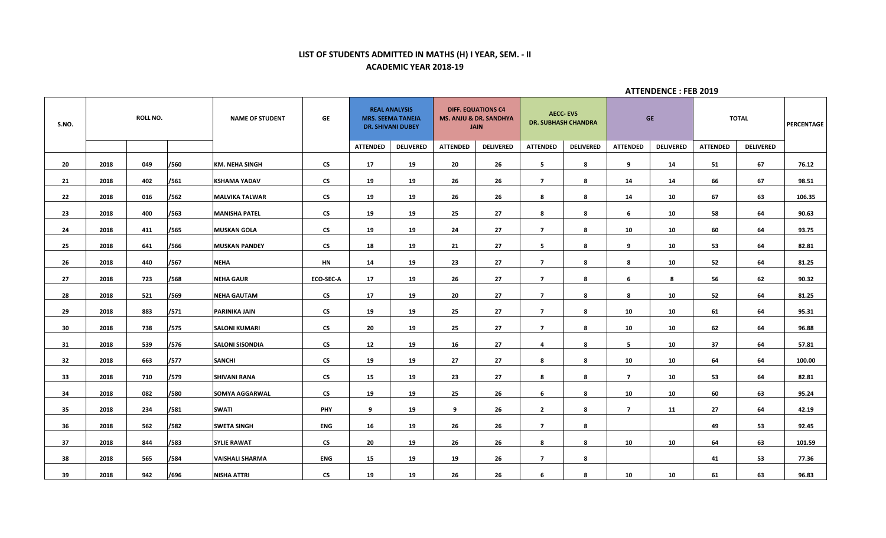**LIST OF STUDENTS ADMITTED IN MATHS (H) I YEAR, SEM. - II**

**ACADEMIC YEAR 2018-19**

**ATTENDENCE : FEB 2019**

| S.NO. | ROLL NO. | | | NAME OF STUDENT | GE | REAL ANALYSIS MRS. SEEMA TANEJA DR. SHIVANI DUBEY | | DIFF. EQUATIONS C4 MS. ANJU & DR. SANDHYA JAIN | | AECC- EVS DR. SUBHASH CHANDRA | | GE | | TOTAL | | PERCENTAGE |
|---|---|---|---|---|---|---|---|---|---|---|---|---|---|---|---|---|
| | | | | | | ATTENDED | DELIVERED | ATTENDED | DELIVERED | ATTENDED | DELIVERED | ATTENDED | DELIVERED | ATTENDED | DELIVERED | |
| 20 | 2018 | 049 | /560 | KM. NEHA SINGH | CS | 17 | 19 | 20 | 26 | 5 | 8 | 9 | 14 | 51 | 67 | 76.12 |
| 21 | 2018 | 402 | /561 | KSHAMA YADAV | CS | 19 | 19 | 26 | 26 | 7 | 8 | 14 | 14 | 66 | 67 | 98.51 |
| 22 | 2018 | 016 | /562 | MALVIKA TALWAR | CS | 19 | 19 | 26 | 26 | 8 | 8 | 14 | 10 | 67 | 63 | 106.35 |
| 23 | 2018 | 400 | /563 | MANISHA PATEL | CS | 19 | 19 | 25 | 27 | 8 | 8 | 6 | 10 | 58 | 64 | 90.63 |
| 24 | 2018 | 411 | /565 | MUSKAN GOLA | CS | 19 | 19 | 24 | 27 | 7 | 8 | 10 | 10 | 60 | 64 | 93.75 |
| 25 | 2018 | 641 | /566 | MUSKAN PANDEY | CS | 18 | 19 | 21 | 27 | 5 | 8 | 9 | 10 | 53 | 64 | 82.81 |
| 26 | 2018 | 440 | /567 | NEHA | HN | 14 | 19 | 23 | 27 | 7 | 8 | 8 | 10 | 52 | 64 | 81.25 |
| 27 | 2018 | 723 | /568 | NEHA GAUR | ECO-SEC-A | 17 | 19 | 26 | 27 | 7 | 8 | 6 | 8 | 56 | 62 | 90.32 |
| 28 | 2018 | 521 | /569 | NEHA GAUTAM | CS | 17 | 19 | 20 | 27 | 7 | 8 | 8 | 10 | 52 | 64 | 81.25 |
| 29 | 2018 | 883 | /571 | PARINIKA JAIN | CS | 19 | 19 | 25 | 27 | 7 | 8 | 10 | 10 | 61 | 64 | 95.31 |
| 30 | 2018 | 738 | /575 | SALONI KUMARI | CS | 20 | 19 | 25 | 27 | 7 | 8 | 10 | 10 | 62 | 64 | 96.88 |
| 31 | 2018 | 539 | /576 | SALONI SISONDIA | CS | 12 | 19 | 16 | 27 | 4 | 8 | 5 | 10 | 37 | 64 | 57.81 |
| 32 | 2018 | 663 | /577 | SANCHI | CS | 19 | 19 | 27 | 27 | 8 | 8 | 10 | 10 | 64 | 64 | 100.00 |
| 33 | 2018 | 710 | /579 | SHIVANI RANA | CS | 15 | 19 | 23 | 27 | 8 | 8 | 7 | 10 | 53 | 64 | 82.81 |
| 34 | 2018 | 082 | /580 | SOMYA AGGARWAL | CS | 19 | 19 | 25 | 26 | 6 | 8 | 10 | 10 | 60 | 63 | 95.24 |
| 35 | 2018 | 234 | /581 | SWATI | PHY | 9 | 19 | 9 | 26 | 2 | 8 | 7 | 11 | 27 | 64 | 42.19 |
| 36 | 2018 | 562 | /582 | SWETA SINGH | ENG | 16 | 19 | 26 | 26 | 7 | 8 | | | 49 | 53 | 92.45 |
| 37 | 2018 | 844 | /583 | SYLIE RAWAT | CS | 20 | 19 | 26 | 26 | 8 | 8 | 10 | 10 | 64 | 63 | 101.59 |
| 38 | 2018 | 565 | /584 | VAISHALI SHARMA | ENG | 15 | 19 | 19 | 26 | 7 | 8 | | | 41 | 53 | 77.36 |
| 39 | 2018 | 942 | /696 | NISHA ATTRI | CS | 19 | 19 | 26 | 26 | 6 | 8 | 10 | 10 | 61 | 63 | 96.83 |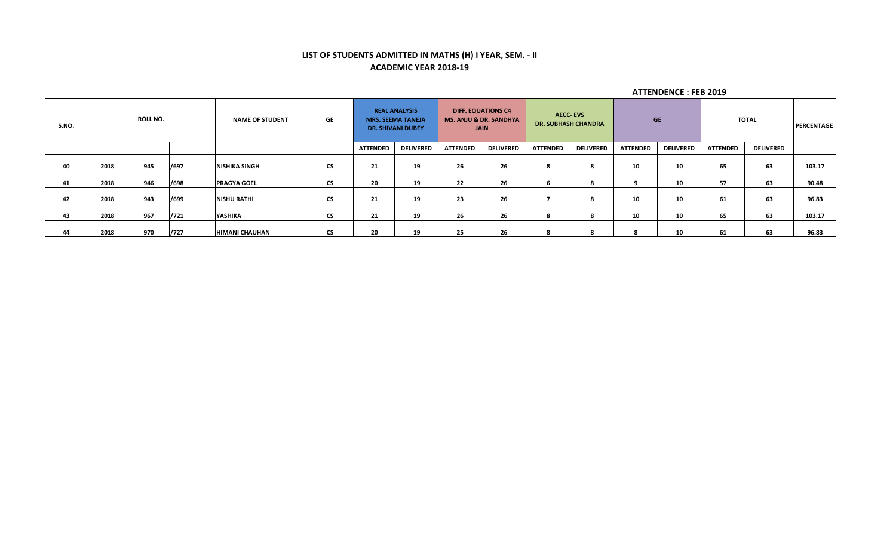**LIST OF STUDENTS ADMITTED IN MATHS (H) I YEAR, SEM. - II**

**ACADEMIC YEAR 2018-19**

**ATTENDENCE : FEB 2019**

| S.NO. | ROLL NO. | | | NAME OF STUDENT | GE | REAL ANALYSIS MRS. SEEMA TANEJA DR. SHIVANI DUBEY | | DIFF. EQUATIONS C4 MS. ANJU & DR. SANDHYA JAIN | | AECC- EVS DR. SUBHASH CHANDRA | | GE | | TOTAL | | PERCENTAGE |
|---|---|---|---|---|---|---|---|---|---|---|---|---|---|---|---|---|
| | | | | | | ATTENDED | DELIVERED | ATTENDED | DELIVERED | ATTENDED | DELIVERED | ATTENDED | DELIVERED | ATTENDED | DELIVERED | |
| 40 | 2018 | 945 | /697 | NISHIKA SINGH | CS | 21 | 19 | 26 | 26 | 8 | 8 | 10 | 10 | 65 | 63 | 103.17 |
| 41 | 2018 | 946 | /698 | PRAGYA GOEL | CS | 20 | 19 | 22 | 26 | 6 | 8 | 9 | 10 | 57 | 63 | 90.48 |
| 42 | 2018 | 943 | /699 | NISHU RATHI | CS | 21 | 19 | 23 | 26 | 7 | 8 | 10 | 10 | 61 | 63 | 96.83 |
| 43 | 2018 | 967 | /721 | YASHIKA | CS | 21 | 19 | 26 | 26 | 8 | 8 | 10 | 10 | 65 | 63 | 103.17 |
| 44 | 2018 | 970 | /727 | HIMANI CHAUHAN | CS | 20 | 19 | 25 | 26 | 8 | 8 | 8 | 10 | 61 | 63 | 96.83 |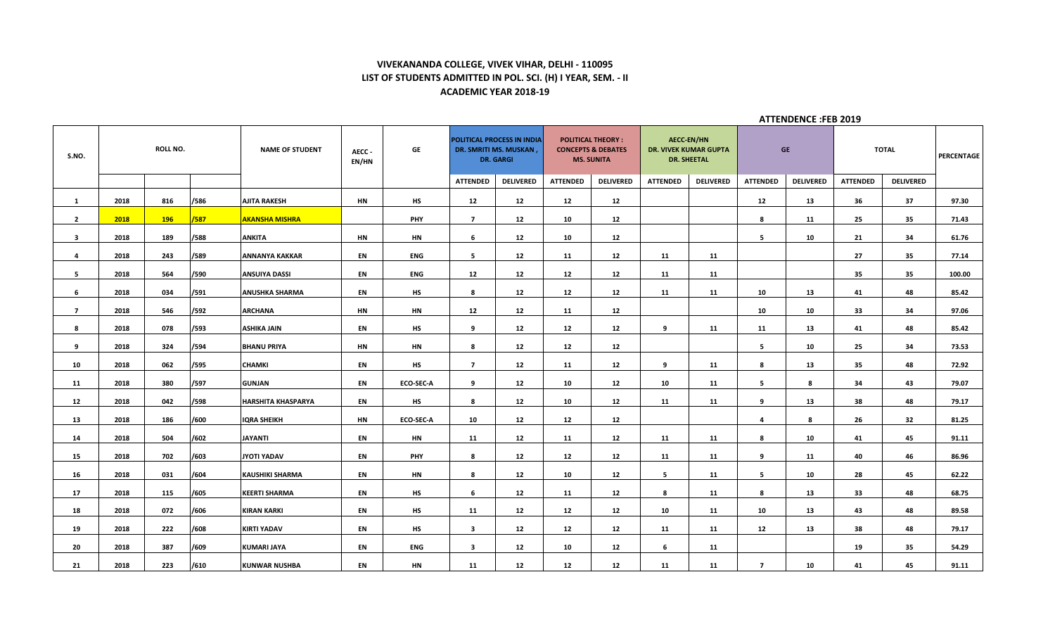# VIVEKANANDA COLLEGE, VIVEK VIHAR, DELHI - 110095

## LIST OF STUDENTS ADMITTED IN POL. SCI. (H) I YEAR, SEM. - II

## ACADEMIC YEAR 2018-19

**ATTENDENCE :FEB 2019**

| S.NO. | ROLL NO. | | | NAME OF STUDENT | AECC - EN/HN | GE | POLITICAL PROCESS IN INDIA DR. SMRITI MS. MUSKAN , DR. GARGI | | POLITICAL THEORY : CONCEPTS & DEBATES MS. SUNITA | | AECC-EN/HN DR. VIVEK KUMAR GUPTA DR. SHEETAL | | GE | | TOTAL | | PERCENTAGE |
|---|---|---|---|---|---|---|---|---|---|---|---|---|---|---|---|---|---|
| | | | | | | | ATTENDED | DELIVERED | ATTENDED | DELIVERED | ATTENDED | DELIVERED | ATTENDED | DELIVERED | ATTENDED | DELIVERED | |
| 1 | 2018 | 816 | /586 | AJITA RAKESH | HN | HS | 12 | 12 | 12 | 12 | | | 12 | 13 | 36 | 37 | 97.30 |
| 2 | 2018 | 196 | /587 | AKANSHA MISHRA | | PHY | 7 | 12 | 10 | 12 | | | 8 | 11 | 25 | 35 | 71.43 |
| 3 | 2018 | 189 | /588 | ANKITA | HN | HN | 6 | 12 | 10 | 12 | | | 5 | 10 | 21 | 34 | 61.76 |
| 4 | 2018 | 243 | /589 | ANNANYA KAKKAR | EN | ENG | 5 | 12 | 11 | 12 | 11 | 11 | | | 27 | 35 | 77.14 |
| 5 | 2018 | 564 | /590 | ANSUIYA DASSI | EN | ENG | 12 | 12 | 12 | 12 | 11 | 11 | | | 35 | 35 | 100.00 |
| 6 | 2018 | 034 | /591 | ANUSHKA SHARMA | EN | HS | 8 | 12 | 12 | 12 | 11 | 11 | 10 | 13 | 41 | 48 | 85.42 |
| 7 | 2018 | 546 | /592 | ARCHANA | HN | HN | 12 | 12 | 11 | 12 | | | 10 | 10 | 33 | 34 | 97.06 |
| 8 | 2018 | 078 | /593 | ASHIKA JAIN | EN | HS | 9 | 12 | 12 | 12 | 9 | 11 | 11 | 13 | 41 | 48 | 85.42 |
| 9 | 2018 | 324 | /594 | BHANU PRIYA | HN | HN | 8 | 12 | 12 | 12 | | | 5 | 10 | 25 | 34 | 73.53 |
| 10 | 2018 | 062 | /595 | CHAMKI | EN | HS | 7 | 12 | 11 | 12 | 9 | 11 | 8 | 13 | 35 | 48 | 72.92 |
| 11 | 2018 | 380 | /597 | GUNJAN | EN | ECO-SEC-A | 9 | 12 | 10 | 12 | 10 | 11 | 5 | 8 | 34 | 43 | 79.07 |
| 12 | 2018 | 042 | /598 | HARSHITA KHASPARYA | EN | HS | 8 | 12 | 10 | 12 | 11 | 11 | 9 | 13 | 38 | 48 | 79.17 |
| 13 | 2018 | 186 | /600 | IQRA SHEIKH | HN | ECO-SEC-A | 10 | 12 | 12 | 12 | | | 4 | 8 | 26 | 32 | 81.25 |
| 14 | 2018 | 504 | /602 | JAYANTI | EN | HN | 11 | 12 | 11 | 12 | 11 | 11 | 8 | 10 | 41 | 45 | 91.11 |
| 15 | 2018 | 702 | /603 | JYOTI YADAV | EN | PHY | 8 | 12 | 12 | 12 | 11 | 11 | 9 | 11 | 40 | 46 | 86.96 |
| 16 | 2018 | 031 | /604 | KAUSHIKI SHARMA | EN | HN | 8 | 12 | 10 | 12 | 5 | 11 | 5 | 10 | 28 | 45 | 62.22 |
| 17 | 2018 | 115 | /605 | KEERTI SHARMA | EN | HS | 6 | 12 | 11 | 12 | 8 | 11 | 8 | 13 | 33 | 48 | 68.75 |
| 18 | 2018 | 072 | /606 | KIRAN KARKI | EN | HS | 11 | 12 | 12 | 12 | 10 | 11 | 10 | 13 | 43 | 48 | 89.58 |
| 19 | 2018 | 222 | /608 | KIRTI YADAV | EN | HS | 3 | 12 | 12 | 12 | 11 | 11 | 12 | 13 | 38 | 48 | 79.17 |
| 20 | 2018 | 387 | /609 | KUMARI JAYA | EN | ENG | 3 | 12 | 10 | 12 | 6 | 11 | | | 19 | 35 | 54.29 |
| 21 | 2018 | 223 | /610 | KUNWAR NUSHBA | EN | HN | 11 | 12 | 12 | 12 | 11 | 11 | 7 | 10 | 41 | 45 | 91.11 |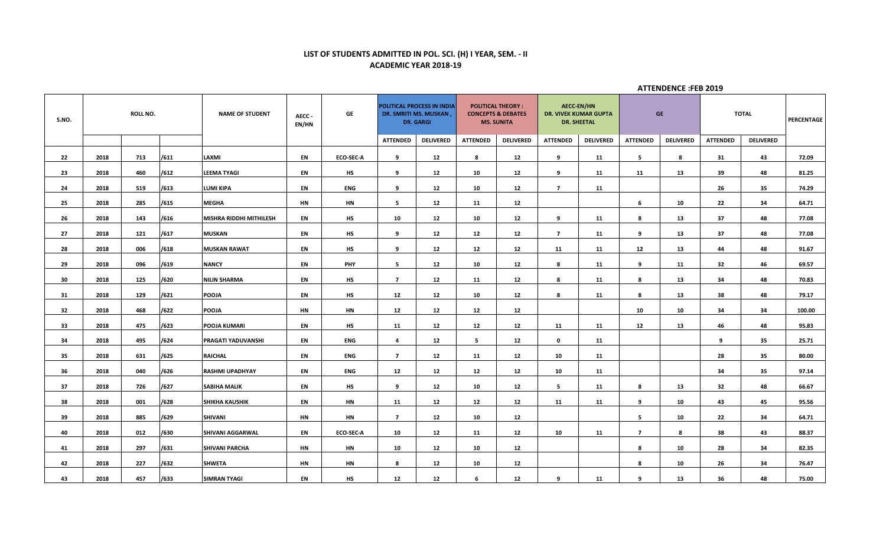# LIST OF STUDENTS ADMITTED IN POL. SCI. (H) I YEAR, SEM. - II

## ACADEMIC YEAR 2018-19

**ATTENDENCE :FEB 2019**

| S.NO. | ROLL NO. | | | NAME OF STUDENT | AECC - EN/HN | GE | POLITICAL PROCESS IN INDIA DR. SMRITI MS. MUSKAN , DR. GARGI | | POLITICAL THEORY : CONCEPTS & DEBATES MS. SUNITA | | AECC-EN/HN DR. VIVEK KUMAR GUPTA DR. SHEETAL | | GE | | TOTAL | | PERCENTAGE |
|---|---|---|---|---|---|---|---|---|---|---|---|---|---|---|---|---|---|
| | | | | | | | ATTENDED | DELIVERED | ATTENDED | DELIVERED | ATTENDED | DELIVERED | ATTENDED | DELIVERED | ATTENDED | DELIVERED | |
| 22 | 2018 | 713 | /611 | LAXMI | EN | ECO-SEC-A | 9 | 12 | 8 | 12 | 9 | 11 | 5 | 8 | 31 | 43 | 72.09 |
| 23 | 2018 | 460 | /612 | LEEMA TYAGI | EN | HS | 9 | 12 | 10 | 12 | 9 | 11 | 11 | 13 | 39 | 48 | 81.25 |
| 24 | 2018 | 519 | /613 | LUMI KIPA | EN | ENG | 9 | 12 | 10 | 12 | 7 | 11 | | | 26 | 35 | 74.29 |
| 25 | 2018 | 285 | /615 | MEGHA | HN | HN | 5 | 12 | 11 | 12 | | | 6 | 10 | 22 | 34 | 64.71 |
| 26 | 2018 | 143 | /616 | MISHRA RIDDHI MITHILESH | EN | HS | 10 | 12 | 10 | 12 | 9 | 11 | 8 | 13 | 37 | 48 | 77.08 |
| 27 | 2018 | 121 | /617 | MUSKAN | EN | HS | 9 | 12 | 12 | 12 | 7 | 11 | 9 | 13 | 37 | 48 | 77.08 |
| 28 | 2018 | 006 | /618 | MUSKAN RAWAT | EN | HS | 9 | 12 | 12 | 12 | 11 | 11 | 12 | 13 | 44 | 48 | 91.67 |
| 29 | 2018 | 096 | /619 | NANCY | EN | PHY | 5 | 12 | 10 | 12 | 8 | 11 | 9 | 11 | 32 | 46 | 69.57 |
| 30 | 2018 | 125 | /620 | NILIN SHARMA | EN | HS | 7 | 12 | 11 | 12 | 8 | 11 | 8 | 13 | 34 | 48 | 70.83 |
| 31 | 2018 | 129 | /621 | POOJA | EN | HS | 12 | 12 | 10 | 12 | 8 | 11 | 8 | 13 | 38 | 48 | 79.17 |
| 32 | 2018 | 468 | /622 | POOJA | HN | HN | 12 | 12 | 12 | 12 | | | 10 | 10 | 34 | 34 | 100.00 |
| 33 | 2018 | 475 | /623 | POOJA KUMARI | EN | HS | 11 | 12 | 12 | 12 | 11 | 11 | 12 | 13 | 46 | 48 | 95.83 |
| 34 | 2018 | 495 | /624 | PRAGATI YADUVANSHI | EN | ENG | 4 | 12 | 5 | 12 | 0 | 11 | | | 9 | 35 | 25.71 |
| 35 | 2018 | 631 | /625 | RAICHAL | EN | ENG | 7 | 12 | 11 | 12 | 10 | 11 | | | 28 | 35 | 80.00 |
| 36 | 2018 | 040 | /626 | RASHMI UPADHYAY | EN | ENG | 12 | 12 | 12 | 12 | 10 | 11 | | | 34 | 35 | 97.14 |
| 37 | 2018 | 726 | /627 | SABIHA MALIK | EN | HS | 9 | 12 | 10 | 12 | 5 | 11 | 8 | 13 | 32 | 48 | 66.67 |
| 38 | 2018 | 001 | /628 | SHIKHA KAUSHIK | EN | HN | 11 | 12 | 12 | 12 | 11 | 11 | 9 | 10 | 43 | 45 | 95.56 |
| 39 | 2018 | 885 | /629 | SHIVANI | HN | HN | 7 | 12 | 10 | 12 | | | 5 | 10 | 22 | 34 | 64.71 |
| 40 | 2018 | 012 | /630 | SHIVANI AGGARWAL | EN | ECO-SEC-A | 10 | 12 | 11 | 12 | 10 | 11 | 7 | 8 | 38 | 43 | 88.37 |
| 41 | 2018 | 297 | /631 | SHIVANI PARCHA | HN | HN | 10 | 12 | 10 | 12 | | | 8 | 10 | 28 | 34 | 82.35 |
| 42 | 2018 | 227 | /632 | SHWETA | HN | HN | 8 | 12 | 10 | 12 | | | 8 | 10 | 26 | 34 | 76.47 |
| 43 | 2018 | 457 | /633 | SIMRAN TYAGI | EN | HS | 12 | 12 | 6 | 12 | 9 | 11 | 9 | 13 | 36 | 48 | 75.00 |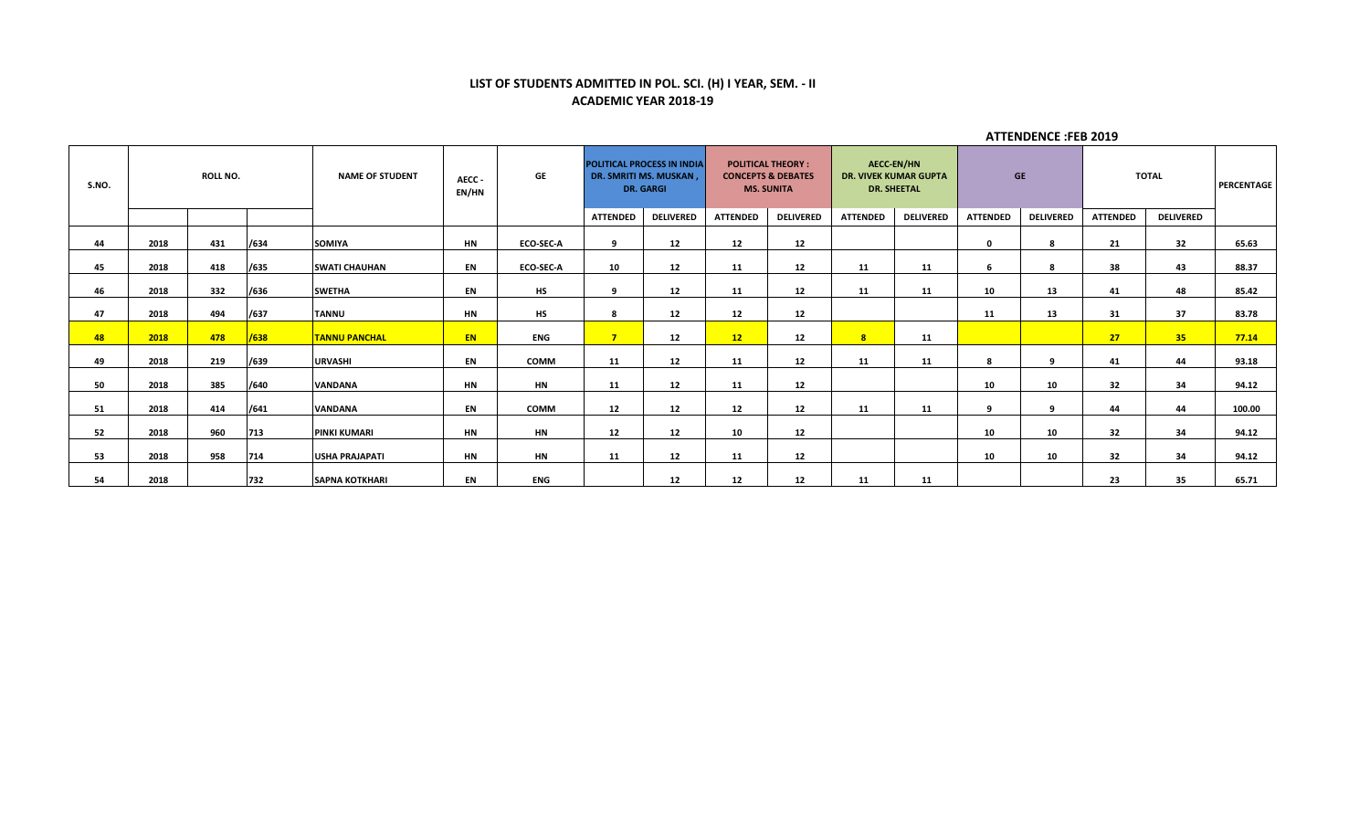**LIST OF STUDENTS ADMITTED IN POL. SCI. (H) I YEAR, SEM. - II**
**ACADEMIC YEAR 2018-19**

**ATTENDENCE :FEB 2019**

| S.NO. | ROLL NO. | | | NAME OF STUDENT | AECC - EN/HN | GE | POLITICAL PROCESS IN INDIA DR. SMRITI MS. MUSKAN , DR. GARGI | | POLITICAL THEORY : CONCEPTS & DEBATES MS. SUNITA | | AECC-EN/HN DR. VIVEK KUMAR GUPTA DR. SHEETAL | | GE | | TOTAL | | PERCENTAGE |
|---|---|---|---|---|---|---|---|---|---|---|---|---|---|---|---|---|---|
| | | | | | | | ATTENDED | DELIVERED | ATTENDED | DELIVERED | ATTENDED | DELIVERED | ATTENDED | DELIVERED | ATTENDED | DELIVERED | |
| 44 | 2018 | 431 | /634 | SOMIYA | HN | ECO-SEC-A | 9 | 12 | 12 | 12 | | | 0 | 8 | 21 | 32 | 65.63 |
| 45 | 2018 | 418 | /635 | SWATI CHAUHAN | EN | ECO-SEC-A | 10 | 12 | 11 | 12 | 11 | 11 | 6 | 8 | 38 | 43 | 88.37 |
| 46 | 2018 | 332 | /636 | SWETHA | EN | HS | 9 | 12 | 11 | 12 | 11 | 11 | 10 | 13 | 41 | 48 | 85.42 |
| 47 | 2018 | 494 | /637 | TANNU | HN | HS | 8 | 12 | 12 | 12 | | | 11 | 13 | 31 | 37 | 83.78 |
| 48 | 2018 | 478 | /638 | TANNU PANCHAL | EN | ENG | 7 | 12 | 12 | 12 | 8 | 11 | | | 27 | 35 | 77.14 |
| 49 | 2018 | 219 | /639 | URVASHI | EN | COMM | 11 | 12 | 11 | 12 | 11 | 11 | 8 | 9 | 41 | 44 | 93.18 |
| 50 | 2018 | 385 | /640 | VANDANA | HN | HN | 11 | 12 | 11 | 12 | | | 10 | 10 | 32 | 34 | 94.12 |
| 51 | 2018 | 414 | /641 | VANDANA | EN | COMM | 12 | 12 | 12 | 12 | 11 | 11 | 9 | 9 | 44 | 44 | 100.00 |
| 52 | 2018 | 960 | 713 | PINKI KUMARI | HN | HN | 12 | 12 | 10 | 12 | | | 10 | 10 | 32 | 34 | 94.12 |
| 53 | 2018 | 958 | 714 | USHA PRAJAPATI | HN | HN | 11 | 12 | 11 | 12 | | | 10 | 10 | 32 | 34 | 94.12 |
| 54 | 2018 | | 732 | SAPNA KOTKHARI | EN | ENG | | 12 | 12 | 12 | 11 | 11 | | | 23 | 35 | 65.71 |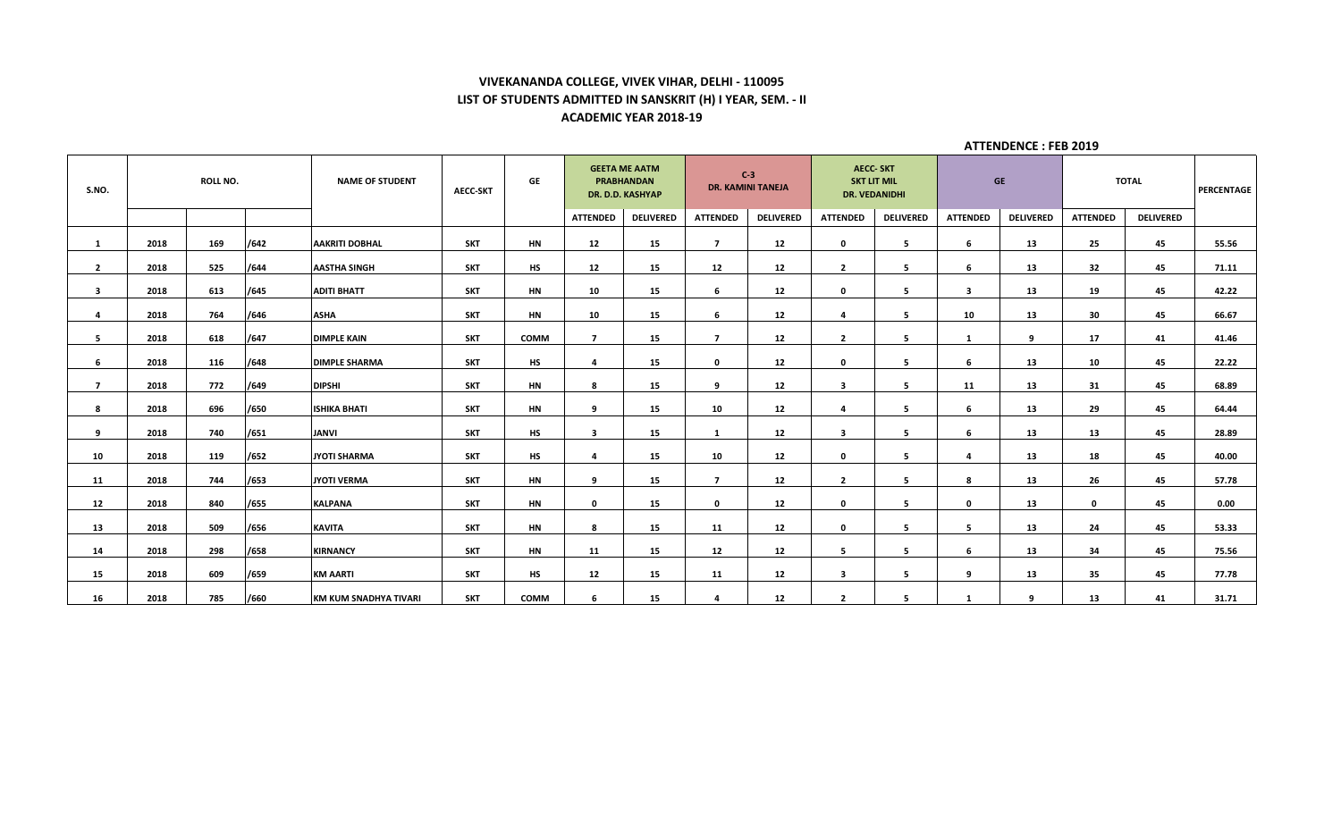**VIVEKANANDA COLLEGE, VIVEK VIHAR, DELHI - 110095**
**LIST OF STUDENTS ADMITTED IN SANSKRIT (H) I YEAR, SEM. - II**
**ACADEMIC YEAR 2018-19**

**ATTENDENCE : FEB 2019**

| S.NO. | ROLL NO. | | | NAME OF STUDENT | AECC-SKT | GE | GEETA ME AATM PRABHANDAN DR. D.D. KASHYAP | | C-3 DR. KAMINI TANEJA | | AECC- SKT SKT LIT MIL DR. VEDANIDHI | | GE | | TOTAL | | PERCENTAGE |
|---|---|---|---|---|---|---|---|---|---|---|---|---|---|---|---|---|---|
| | | | | | | | ATTENDED | DELIVERED | ATTENDED | DELIVERED | ATTENDED | DELIVERED | ATTENDED | DELIVERED | ATTENDED | DELIVERED | |
| 1 | 2018 | 169 | /642 | AAKRITI DOBHAL | SKT | HN | 12 | 15 | 7 | 12 | 0 | 5 | 6 | 13 | 25 | 45 | 55.56 |
| 2 | 2018 | 525 | /644 | AASTHA SINGH | SKT | HS | 12 | 15 | 12 | 12 | 2 | 5 | 6 | 13 | 32 | 45 | 71.11 |
| 3 | 2018 | 613 | /645 | ADITI BHATT | SKT | HN | 10 | 15 | 6 | 12 | 0 | 5 | 3 | 13 | 19 | 45 | 42.22 |
| 4 | 2018 | 764 | /646 | ASHA | SKT | HN | 10 | 15 | 6 | 12 | 4 | 5 | 10 | 13 | 30 | 45 | 66.67 |
| 5 | 2018 | 618 | /647 | DIMPLE KAIN | SKT | COMM | 7 | 15 | 7 | 12 | 2 | 5 | 1 | 9 | 17 | 41 | 41.46 |
| 6 | 2018 | 116 | /648 | DIMPLE SHARMA | SKT | HS | 4 | 15 | 0 | 12 | 0 | 5 | 6 | 13 | 10 | 45 | 22.22 |
| 7 | 2018 | 772 | /649 | DIPSHI | SKT | HN | 8 | 15 | 9 | 12 | 3 | 5 | 11 | 13 | 31 | 45 | 68.89 |
| 8 | 2018 | 696 | /650 | ISHIKA BHATI | SKT | HN | 9 | 15 | 10 | 12 | 4 | 5 | 6 | 13 | 29 | 45 | 64.44 |
| 9 | 2018 | 740 | /651 | JANVI | SKT | HS | 3 | 15 | 1 | 12 | 3 | 5 | 6 | 13 | 13 | 45 | 28.89 |
| 10 | 2018 | 119 | /652 | JYOTI SHARMA | SKT | HS | 4 | 15 | 10 | 12 | 0 | 5 | 4 | 13 | 18 | 45 | 40.00 |
| 11 | 2018 | 744 | /653 | JYOTI VERMA | SKT | HN | 9 | 15 | 7 | 12 | 2 | 5 | 8 | 13 | 26 | 45 | 57.78 |
| 12 | 2018 | 840 | /655 | KALPANA | SKT | HN | 0 | 15 | 0 | 12 | 0 | 5 | 0 | 13 | 0 | 45 | 0.00 |
| 13 | 2018 | 509 | /656 | KAVITA | SKT | HN | 8 | 15 | 11 | 12 | 0 | 5 | 5 | 13 | 24 | 45 | 53.33 |
| 14 | 2018 | 298 | /658 | KIRNANCY | SKT | HN | 11 | 15 | 12 | 12 | 5 | 5 | 6 | 13 | 34 | 45 | 75.56 |
| 15 | 2018 | 609 | /659 | KM AARTI | SKT | HS | 12 | 15 | 11 | 12 | 3 | 5 | 9 | 13 | 35 | 45 | 77.78 |
| 16 | 2018 | 785 | /660 | KM KUM SNADHYA TIVARI | SKT | COMM | 6 | 15 | 4 | 12 | 2 | 5 | 1 | 9 | 13 | 41 | 31.71 |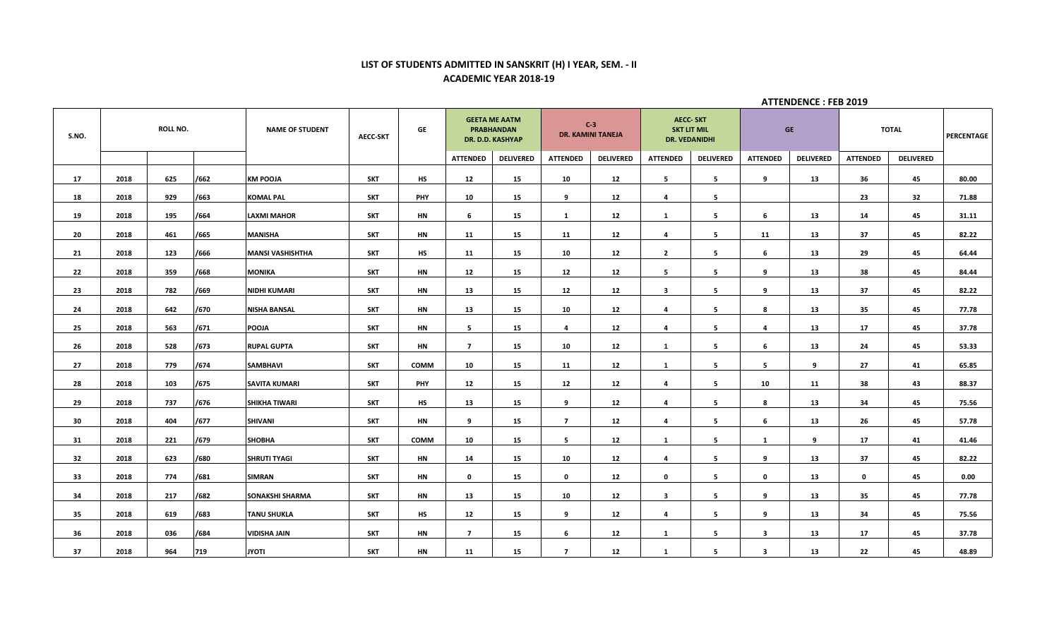# LIST OF STUDENTS ADMITTED IN SANSKRIT (H) I YEAR, SEM. - II

## ACADEMIC YEAR 2018-19

**ATTENDENCE : FEB 2019**

| S.NO. | ROLL NO. | | | NAME OF STUDENT | AECC-SKT | GE | GEETA ME AATM PRABHANDAN DR. D.D. KASHYAP | | C-3 DR. KAMINI TANEJA | | AECC- SKT SKT LIT MIL DR. VEDANIDHI | | GE | | TOTAL | | PERCENTAGE |
|---|---|---|---|---|---|---|---|---|---|---|---|---|---|---|---|---|---|
| | | | | | | | ATTENDED | DELIVERED | ATTENDED | DELIVERED | ATTENDED | DELIVERED | ATTENDED | DELIVERED | ATTENDED | DELIVERED | |
| 17 | 2018 | 625 | /662 | KM POOJA | SKT | HS | 12 | 15 | 10 | 12 | 5 | 5 | 9 | 13 | 36 | 45 | 80.00 |
| 18 | 2018 | 929 | /663 | KOMAL PAL | SKT | PHY | 10 | 15 | 9 | 12 | 4 | 5 | | | 23 | 32 | 71.88 |
| 19 | 2018 | 195 | /664 | LAXMI MAHOR | SKT | HN | 6 | 15 | 1 | 12 | 1 | 5 | 6 | 13 | 14 | 45 | 31.11 |
| 20 | 2018 | 461 | /665 | MANISHA | SKT | HN | 11 | 15 | 11 | 12 | 4 | 5 | 11 | 13 | 37 | 45 | 82.22 |
| 21 | 2018 | 123 | /666 | MANSI VASHISHTHA | SKT | HS | 11 | 15 | 10 | 12 | 2 | 5 | 6 | 13 | 29 | 45 | 64.44 |
| 22 | 2018 | 359 | /668 | MONIKA | SKT | HN | 12 | 15 | 12 | 12 | 5 | 5 | 9 | 13 | 38 | 45 | 84.44 |
| 23 | 2018 | 782 | /669 | NIDHI KUMARI | SKT | HN | 13 | 15 | 12 | 12 | 3 | 5 | 9 | 13 | 37 | 45 | 82.22 |
| 24 | 2018 | 642 | /670 | NISHA BANSAL | SKT | HN | 13 | 15 | 10 | 12 | 4 | 5 | 8 | 13 | 35 | 45 | 77.78 |
| 25 | 2018 | 563 | /671 | POOJA | SKT | HN | 5 | 15 | 4 | 12 | 4 | 5 | 4 | 13 | 17 | 45 | 37.78 |
| 26 | 2018 | 528 | /673 | RUPAL GUPTA | SKT | HN | 7 | 15 | 10 | 12 | 1 | 5 | 6 | 13 | 24 | 45 | 53.33 |
| 27 | 2018 | 779 | /674 | SAMBHAVI | SKT | COMM | 10 | 15 | 11 | 12 | 1 | 5 | 5 | 9 | 27 | 41 | 65.85 |
| 28 | 2018 | 103 | /675 | SAVITA KUMARI | SKT | PHY | 12 | 15 | 12 | 12 | 4 | 5 | 10 | 11 | 38 | 43 | 88.37 |
| 29 | 2018 | 737 | /676 | SHIKHA TIWARI | SKT | HS | 13 | 15 | 9 | 12 | 4 | 5 | 8 | 13 | 34 | 45 | 75.56 |
| 30 | 2018 | 404 | /677 | SHIVANI | SKT | HN | 9 | 15 | 7 | 12 | 4 | 5 | 6 | 13 | 26 | 45 | 57.78 |
| 31 | 2018 | 221 | /679 | SHOBHA | SKT | COMM | 10 | 15 | 5 | 12 | 1 | 5 | 1 | 9 | 17 | 41 | 41.46 |
| 32 | 2018 | 623 | /680 | SHRUTI TYAGI | SKT | HN | 14 | 15 | 10 | 12 | 4 | 5 | 9 | 13 | 37 | 45 | 82.22 |
| 33 | 2018 | 774 | /681 | SIMRAN | SKT | HN | 0 | 15 | 0 | 12 | 0 | 5 | 0 | 13 | 0 | 45 | 0.00 |
| 34 | 2018 | 217 | /682 | SONAKSHI SHARMA | SKT | HN | 13 | 15 | 10 | 12 | 3 | 5 | 9 | 13 | 35 | 45 | 77.78 |
| 35 | 2018 | 619 | /683 | TANU SHUKLA | SKT | HS | 12 | 15 | 9 | 12 | 4 | 5 | 9 | 13 | 34 | 45 | 75.56 |
| 36 | 2018 | 036 | /684 | VIDISHA JAIN | SKT | HN | 7 | 15 | 6 | 12 | 1 | 5 | 3 | 13 | 17 | 45 | 37.78 |
| 37 | 2018 | 964 | 719 | JYOTI | SKT | HN | 11 | 15 | 7 | 12 | 1 | 5 | 3 | 13 | 22 | 45 | 48.89 |